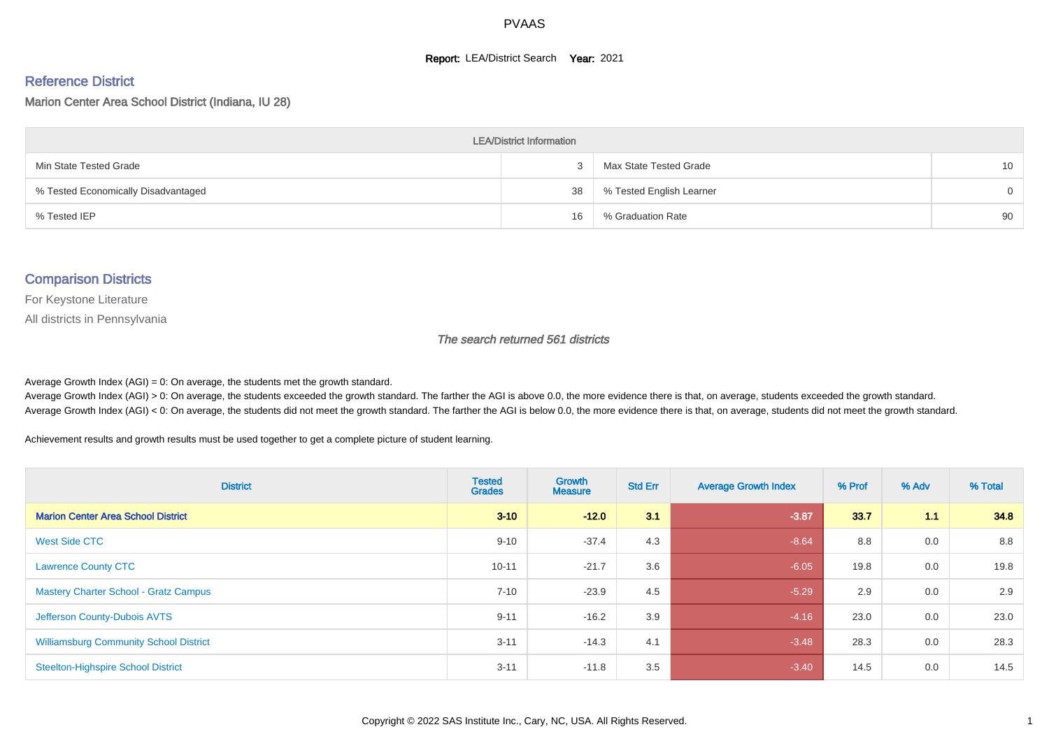# PVAAS

**Report:** LEA/District Search **Year:** 2021

## Reference District

Marion Center Area School District (Indiana, IU 28)

| LEA/District Information | | | |
|---|---|---|---|
| Min State Tested Grade | 3 | Max State Tested Grade | 10 |
| % Tested Economically Disadvantaged | 38 | % Tested English Learner | 0 |
| % Tested IEP | 16 | % Graduation Rate | 90 |

## Comparison Districts

For Keystone Literature

All districts in Pennsylvania

*The search returned 561 districts*

Average Growth Index (AGI) = 0: On average, the students met the growth standard.
Average Growth Index (AGI) > 0: On average, the students exceeded the growth standard. The farther the AGI is above 0.0, the more evidence there is that, on average, students exceeded the growth standard.
Average Growth Index (AGI) < 0: On average, the students did not meet the growth standard. The farther the AGI is below 0.0, the more evidence there is that, on average, students did not meet the growth standard.

Achievement results and growth results must be used together to get a complete picture of student learning.

| District | Tested Grades | Growth Measure | Std Err | Average Growth Index | % Prof | % Adv | % Total |
|---|---|---|---|---|---|---|---|
| **Marion Center Area School District** | **3-10** | **-12.0** | **3.1** | **-3.87** | **33.7** | **1.1** | **34.8** |
| West Side CTC | 9-10 | -37.4 | 4.3 | -8.64 | 8.8 | 0.0 | 8.8 |
| Lawrence County CTC | 10-11 | -21.7 | 3.6 | -6.05 | 19.8 | 0.0 | 19.8 |
| Mastery Charter School - Gratz Campus | 7-10 | -23.9 | 4.5 | -5.29 | 2.9 | 0.0 | 2.9 |
| Jefferson County-Dubois AVTS | 9-11 | -16.2 | 3.9 | -4.16 | 23.0 | 0.0 | 23.0 |
| Williamsburg Community School District | 3-11 | -14.3 | 4.1 | -3.48 | 28.3 | 0.0 | 28.3 |
| Steelton-Highspire School District | 3-11 | -11.8 | 3.5 | -3.40 | 14.5 | 0.0 | 14.5 |

Copyright © 2022 SAS Institute Inc., Cary, NC, USA. All Rights Reserved.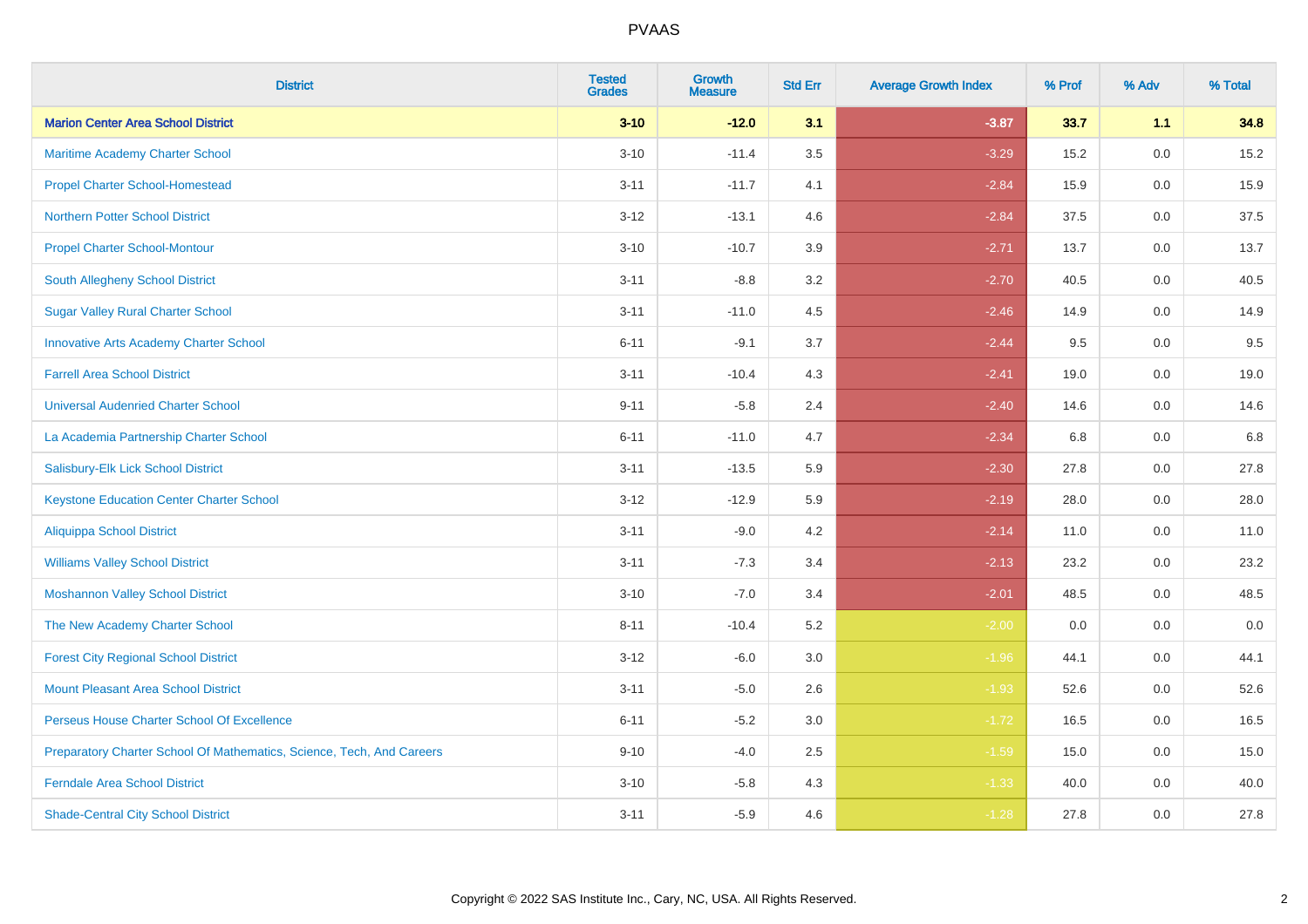| District | Tested Grades | Growth Measure | Std Err | Average Growth Index | % Prof | % Adv | % Total |
|---|---|---|---|---|---|---|---|
| **Marion Center Area School District** | **3-10** | **-12.0** | **3.1** | **-3.87** | **33.7** | **1.1** | **34.8** |
| Maritime Academy Charter School | 3-10 | -11.4 | 3.5 | -3.29 | 15.2 | 0.0 | 15.2 |
| Propel Charter School-Homestead | 3-11 | -11.7 | 4.1 | -2.84 | 15.9 | 0.0 | 15.9 |
| Northern Potter School District | 3-12 | -13.1 | 4.6 | -2.84 | 37.5 | 0.0 | 37.5 |
| Propel Charter School-Montour | 3-10 | -10.7 | 3.9 | -2.71 | 13.7 | 0.0 | 13.7 |
| South Allegheny School District | 3-11 | -8.8 | 3.2 | -2.70 | 40.5 | 0.0 | 40.5 |
| Sugar Valley Rural Charter School | 3-11 | -11.0 | 4.5 | -2.46 | 14.9 | 0.0 | 14.9 |
| Innovative Arts Academy Charter School | 6-11 | -9.1 | 3.7 | -2.44 | 9.5 | 0.0 | 9.5 |
| Farrell Area School District | 3-11 | -10.4 | 4.3 | -2.41 | 19.0 | 0.0 | 19.0 |
| Universal Audenried Charter School | 9-11 | -5.8 | 2.4 | -2.40 | 14.6 | 0.0 | 14.6 |
| La Academia Partnership Charter School | 6-11 | -11.0 | 4.7 | -2.34 | 6.8 | 0.0 | 6.8 |
| Salisbury-Elk Lick School District | 3-11 | -13.5 | 5.9 | -2.30 | 27.8 | 0.0 | 27.8 |
| Keystone Education Center Charter School | 3-12 | -12.9 | 5.9 | -2.19 | 28.0 | 0.0 | 28.0 |
| Aliquippa School District | 3-11 | -9.0 | 4.2 | -2.14 | 11.0 | 0.0 | 11.0 |
| Williams Valley School District | 3-11 | -7.3 | 3.4 | -2.13 | 23.2 | 0.0 | 23.2 |
| Moshannon Valley School District | 3-10 | -7.0 | 3.4 | -2.01 | 48.5 | 0.0 | 48.5 |
| The New Academy Charter School | 8-11 | -10.4 | 5.2 | -2.00 | 0.0 | 0.0 | 0.0 |
| Forest City Regional School District | 3-12 | -6.0 | 3.0 | -1.96 | 44.1 | 0.0 | 44.1 |
| Mount Pleasant Area School District | 3-11 | -5.0 | 2.6 | -1.93 | 52.6 | 0.0 | 52.6 |
| Perseus House Charter School Of Excellence | 6-11 | -5.2 | 3.0 | -1.72 | 16.5 | 0.0 | 16.5 |
| Preparatory Charter School Of Mathematics, Science, Tech, And Careers | 9-10 | -4.0 | 2.5 | -1.59 | 15.0 | 0.0 | 15.0 |
| Ferndale Area School District | 3-10 | -5.8 | 4.3 | -1.33 | 40.0 | 0.0 | 40.0 |
| Shade-Central City School District | 3-11 | -5.9 | 4.6 | -1.28 | 27.8 | 0.0 | 27.8 |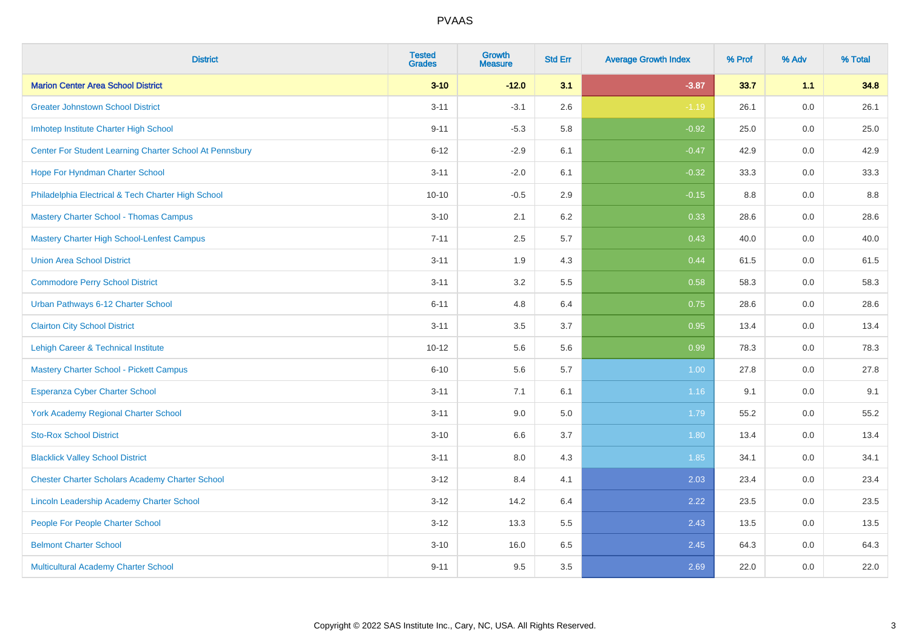| District | Tested Grades | Growth Measure | Std Err | Average Growth Index | % Prof | % Adv | % Total |
|---|---|---|---|---|---|---|---|
| **Marion Center Area School District** | **3-10** | **-12.0** | **3.1** | **-3.87** | **33.7** | **1.1** | **34.8** |
| Greater Johnstown School District | 3-11 | -3.1 | 2.6 | -1.19 | 26.1 | 0.0 | 26.1 |
| Imhotep Institute Charter High School | 9-11 | -5.3 | 5.8 | -0.92 | 25.0 | 0.0 | 25.0 |
| Center For Student Learning Charter School At Pennsbury | 6-12 | -2.9 | 6.1 | -0.47 | 42.9 | 0.0 | 42.9 |
| Hope For Hyndman Charter School | 3-11 | -2.0 | 6.1 | -0.32 | 33.3 | 0.0 | 33.3 |
| Philadelphia Electrical & Tech Charter High School | 10-10 | -0.5 | 2.9 | -0.15 | 8.8 | 0.0 | 8.8 |
| Mastery Charter School - Thomas Campus | 3-10 | 2.1 | 6.2 | 0.33 | 28.6 | 0.0 | 28.6 |
| Mastery Charter High School-Lenfest Campus | 7-11 | 2.5 | 5.7 | 0.43 | 40.0 | 0.0 | 40.0 |
| Union Area School District | 3-11 | 1.9 | 4.3 | 0.44 | 61.5 | 0.0 | 61.5 |
| Commodore Perry School District | 3-11 | 3.2 | 5.5 | 0.58 | 58.3 | 0.0 | 58.3 |
| Urban Pathways 6-12 Charter School | 6-11 | 4.8 | 6.4 | 0.75 | 28.6 | 0.0 | 28.6 |
| Clairton City School District | 3-11 | 3.5 | 3.7 | 0.95 | 13.4 | 0.0 | 13.4 |
| Lehigh Career & Technical Institute | 10-12 | 5.6 | 5.6 | 0.99 | 78.3 | 0.0 | 78.3 |
| Mastery Charter School - Pickett Campus | 6-10 | 5.6 | 5.7 | 1.00 | 27.8 | 0.0 | 27.8 |
| Esperanza Cyber Charter School | 3-11 | 7.1 | 6.1 | 1.16 | 9.1 | 0.0 | 9.1 |
| York Academy Regional Charter School | 3-11 | 9.0 | 5.0 | 1.79 | 55.2 | 0.0 | 55.2 |
| Sto-Rox School District | 3-10 | 6.6 | 3.7 | 1.80 | 13.4 | 0.0 | 13.4 |
| Blacklick Valley School District | 3-11 | 8.0 | 4.3 | 1.85 | 34.1 | 0.0 | 34.1 |
| Chester Charter Scholars Academy Charter School | 3-12 | 8.4 | 4.1 | 2.03 | 23.4 | 0.0 | 23.4 |
| Lincoln Leadership Academy Charter School | 3-12 | 14.2 | 6.4 | 2.22 | 23.5 | 0.0 | 23.5 |
| People For People Charter School | 3-12 | 13.3 | 5.5 | 2.43 | 13.5 | 0.0 | 13.5 |
| Belmont Charter School | 3-10 | 16.0 | 6.5 | 2.45 | 64.3 | 0.0 | 64.3 |
| Multicultural Academy Charter School | 9-11 | 9.5 | 3.5 | 2.69 | 22.0 | 0.0 | 22.0 |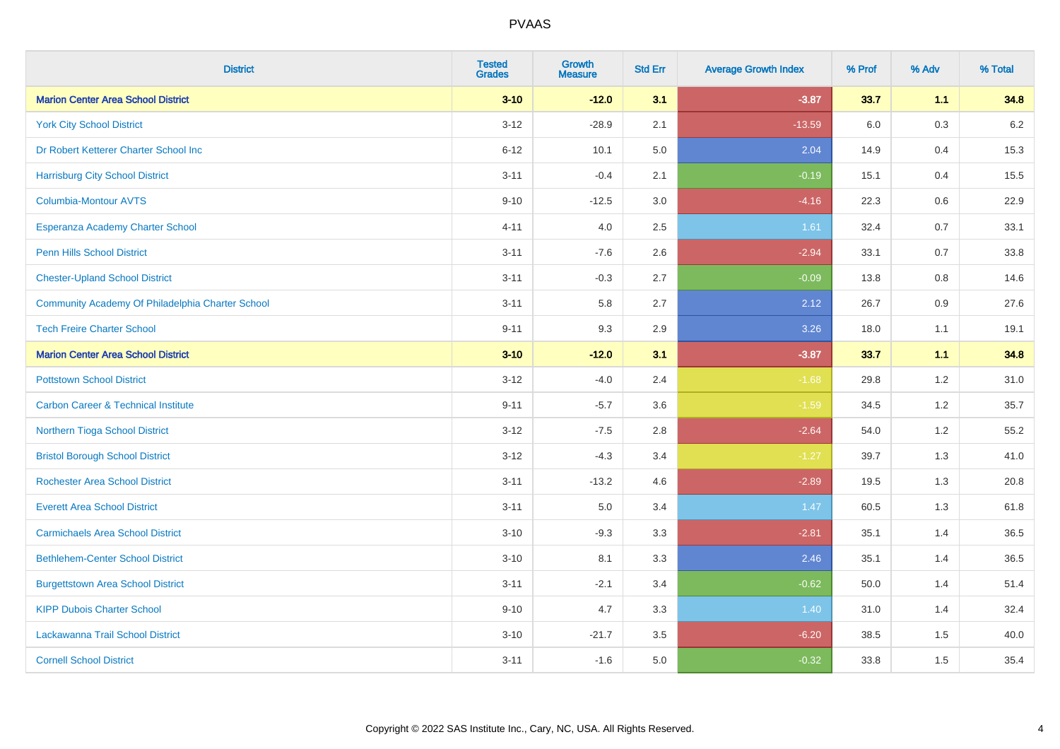| District | Tested Grades | Growth Measure | Std Err | Average Growth Index | % Prof | % Adv | % Total |
|---|---|---|---|---|---|---|---|
| **Marion Center Area School District** | **3-10** | **-12.0** | **3.1** | **-3.87** | **33.7** | **1.1** | **34.8** |
| York City School District | 3-12 | -28.9 | 2.1 | -13.59 | 6.0 | 0.3 | 6.2 |
| Dr Robert Ketterer Charter School Inc | 6-12 | 10.1 | 5.0 | 2.04 | 14.9 | 0.4 | 15.3 |
| Harrisburg City School District | 3-11 | -0.4 | 2.1 | -0.19 | 15.1 | 0.4 | 15.5 |
| Columbia-Montour AVTS | 9-10 | -12.5 | 3.0 | -4.16 | 22.3 | 0.6 | 22.9 |
| Esperanza Academy Charter School | 4-11 | 4.0 | 2.5 | 1.61 | 32.4 | 0.7 | 33.1 |
| Penn Hills School District | 3-11 | -7.6 | 2.6 | -2.94 | 33.1 | 0.7 | 33.8 |
| Chester-Upland School District | 3-11 | -0.3 | 2.7 | -0.09 | 13.8 | 0.8 | 14.6 |
| Community Academy Of Philadelphia Charter School | 3-11 | 5.8 | 2.7 | 2.12 | 26.7 | 0.9 | 27.6 |
| Tech Freire Charter School | 9-11 | 9.3 | 2.9 | 3.26 | 18.0 | 1.1 | 19.1 |
| **Marion Center Area School District** | **3-10** | **-12.0** | **3.1** | **-3.87** | **33.7** | **1.1** | **34.8** |
| Pottstown School District | 3-12 | -4.0 | 2.4 | -1.68 | 29.8 | 1.2 | 31.0 |
| Carbon Career & Technical Institute | 9-11 | -5.7 | 3.6 | -1.59 | 34.5 | 1.2 | 35.7 |
| Northern Tioga School District | 3-12 | -7.5 | 2.8 | -2.64 | 54.0 | 1.2 | 55.2 |
| Bristol Borough School District | 3-12 | -4.3 | 3.4 | -1.27 | 39.7 | 1.3 | 41.0 |
| Rochester Area School District | 3-11 | -13.2 | 4.6 | -2.89 | 19.5 | 1.3 | 20.8 |
| Everett Area School District | 3-11 | 5.0 | 3.4 | 1.47 | 60.5 | 1.3 | 61.8 |
| Carmichaels Area School District | 3-10 | -9.3 | 3.3 | -2.81 | 35.1 | 1.4 | 36.5 |
| Bethlehem-Center School District | 3-10 | 8.1 | 3.3 | 2.46 | 35.1 | 1.4 | 36.5 |
| Burgettstown Area School District | 3-11 | -2.1 | 3.4 | -0.62 | 50.0 | 1.4 | 51.4 |
| KIPP Dubois Charter School | 9-10 | 4.7 | 3.3 | 1.40 | 31.0 | 1.4 | 32.4 |
| Lackawanna Trail School District | 3-10 | -21.7 | 3.5 | -6.20 | 38.5 | 1.5 | 40.0 |
| Cornell School District | 3-11 | -1.6 | 5.0 | -0.32 | 33.8 | 1.5 | 35.4 |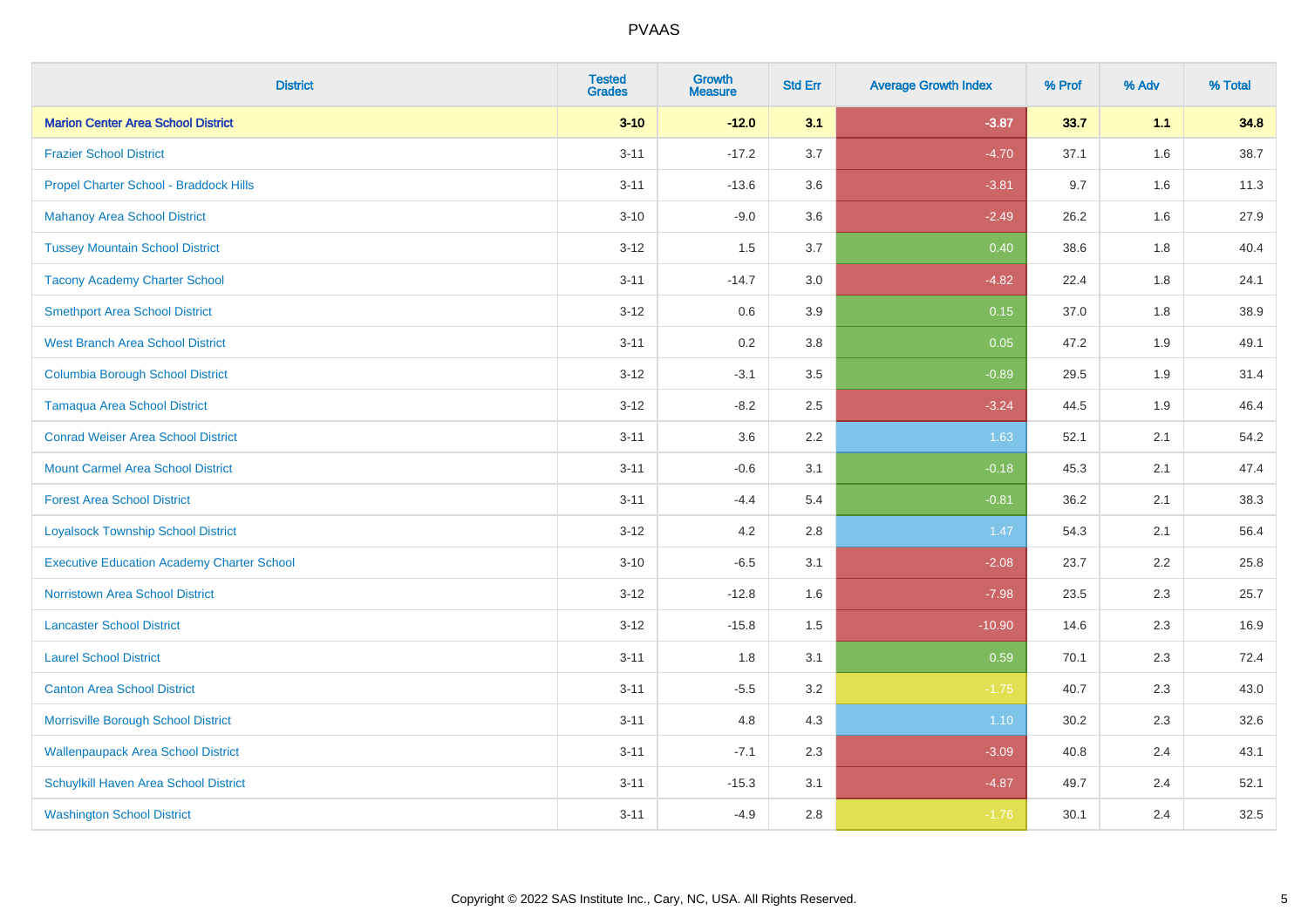| District | Tested Grades | Growth Measure | Std Err | Average Growth Index | % Prof | % Adv | % Total |
|---|---|---|---|---|---|---|---|
| **Marion Center Area School District** | **3-10** | **-12.0** | **3.1** | **-3.87** | **33.7** | **1.1** | **34.8** |
| Frazier School District | 3-11 | -17.2 | 3.7 | -4.70 | 37.1 | 1.6 | 38.7 |
| Propel Charter School - Braddock Hills | 3-11 | -13.6 | 3.6 | -3.81 | 9.7 | 1.6 | 11.3 |
| Mahanoy Area School District | 3-10 | -9.0 | 3.6 | -2.49 | 26.2 | 1.6 | 27.9 |
| Tussey Mountain School District | 3-12 | 1.5 | 3.7 | 0.40 | 38.6 | 1.8 | 40.4 |
| Tacony Academy Charter School | 3-11 | -14.7 | 3.0 | -4.82 | 22.4 | 1.8 | 24.1 |
| Smethport Area School District | 3-12 | 0.6 | 3.9 | 0.15 | 37.0 | 1.8 | 38.9 |
| West Branch Area School District | 3-11 | 0.2 | 3.8 | 0.05 | 47.2 | 1.9 | 49.1 |
| Columbia Borough School District | 3-12 | -3.1 | 3.5 | -0.89 | 29.5 | 1.9 | 31.4 |
| Tamaqua Area School District | 3-12 | -8.2 | 2.5 | -3.24 | 44.5 | 1.9 | 46.4 |
| Conrad Weiser Area School District | 3-11 | 3.6 | 2.2 | 1.63 | 52.1 | 2.1 | 54.2 |
| Mount Carmel Area School District | 3-11 | -0.6 | 3.1 | -0.18 | 45.3 | 2.1 | 47.4 |
| Forest Area School District | 3-11 | -4.4 | 5.4 | -0.81 | 36.2 | 2.1 | 38.3 |
| Loyalsock Township School District | 3-12 | 4.2 | 2.8 | 1.47 | 54.3 | 2.1 | 56.4 |
| Executive Education Academy Charter School | 3-10 | -6.5 | 3.1 | -2.08 | 23.7 | 2.2 | 25.8 |
| Norristown Area School District | 3-12 | -12.8 | 1.6 | -7.98 | 23.5 | 2.3 | 25.7 |
| Lancaster School District | 3-12 | -15.8 | 1.5 | -10.90 | 14.6 | 2.3 | 16.9 |
| Laurel School District | 3-11 | 1.8 | 3.1 | 0.59 | 70.1 | 2.3 | 72.4 |
| Canton Area School District | 3-11 | -5.5 | 3.2 | -1.75 | 40.7 | 2.3 | 43.0 |
| Morrisville Borough School District | 3-11 | 4.8 | 4.3 | 1.10 | 30.2 | 2.3 | 32.6 |
| Wallenpaupack Area School District | 3-11 | -7.1 | 2.3 | -3.09 | 40.8 | 2.4 | 43.1 |
| Schuylkill Haven Area School District | 3-11 | -15.3 | 3.1 | -4.87 | 49.7 | 2.4 | 52.1 |
| Washington School District | 3-11 | -4.9 | 2.8 | -1.76 | 30.1 | 2.4 | 32.5 |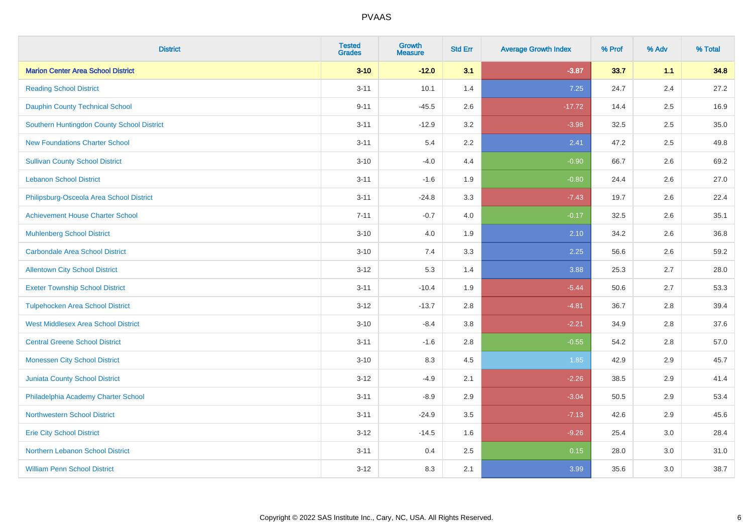| District | Tested Grades | Growth Measure | Std Err | Average Growth Index | % Prof | % Adv | % Total |
|---|---|---|---|---|---|---|---|
| **Marion Center Area School District** | **3-10** | **-12.0** | **3.1** | **-3.87** | **33.7** | **1.1** | **34.8** |
| Reading School District | 3-11 | 10.1 | 1.4 | 7.25 | 24.7 | 2.4 | 27.2 |
| Dauphin County Technical School | 9-11 | -45.5 | 2.6 | -17.72 | 14.4 | 2.5 | 16.9 |
| Southern Huntingdon County School District | 3-11 | -12.9 | 3.2 | -3.98 | 32.5 | 2.5 | 35.0 |
| New Foundations Charter School | 3-11 | 5.4 | 2.2 | 2.41 | 47.2 | 2.5 | 49.8 |
| Sullivan County School District | 3-10 | -4.0 | 4.4 | -0.90 | 66.7 | 2.6 | 69.2 |
| Lebanon School District | 3-11 | -1.6 | 1.9 | -0.80 | 24.4 | 2.6 | 27.0 |
| Philipsburg-Osceola Area School District | 3-11 | -24.8 | 3.3 | -7.43 | 19.7 | 2.6 | 22.4 |
| Achievement House Charter School | 7-11 | -0.7 | 4.0 | -0.17 | 32.5 | 2.6 | 35.1 |
| Muhlenberg School District | 3-10 | 4.0 | 1.9 | 2.10 | 34.2 | 2.6 | 36.8 |
| Carbondale Area School District | 3-10 | 7.4 | 3.3 | 2.25 | 56.6 | 2.6 | 59.2 |
| Allentown City School District | 3-12 | 5.3 | 1.4 | 3.88 | 25.3 | 2.7 | 28.0 |
| Exeter Township School District | 3-11 | -10.4 | 1.9 | -5.44 | 50.6 | 2.7 | 53.3 |
| Tulpehocken Area School District | 3-12 | -13.7 | 2.8 | -4.81 | 36.7 | 2.8 | 39.4 |
| West Middlesex Area School District | 3-10 | -8.4 | 3.8 | -2.21 | 34.9 | 2.8 | 37.6 |
| Central Greene School District | 3-11 | -1.6 | 2.8 | -0.55 | 54.2 | 2.8 | 57.0 |
| Monessen City School District | 3-10 | 8.3 | 4.5 | 1.85 | 42.9 | 2.9 | 45.7 |
| Juniata County School District | 3-12 | -4.9 | 2.1 | -2.26 | 38.5 | 2.9 | 41.4 |
| Philadelphia Academy Charter School | 3-11 | -8.9 | 2.9 | -3.04 | 50.5 | 2.9 | 53.4 |
| Northwestern School District | 3-11 | -24.9 | 3.5 | -7.13 | 42.6 | 2.9 | 45.6 |
| Erie City School District | 3-12 | -14.5 | 1.6 | -9.26 | 25.4 | 3.0 | 28.4 |
| Northern Lebanon School District | 3-11 | 0.4 | 2.5 | 0.15 | 28.0 | 3.0 | 31.0 |
| William Penn School District | 3-12 | 8.3 | 2.1 | 3.99 | 35.6 | 3.0 | 38.7 |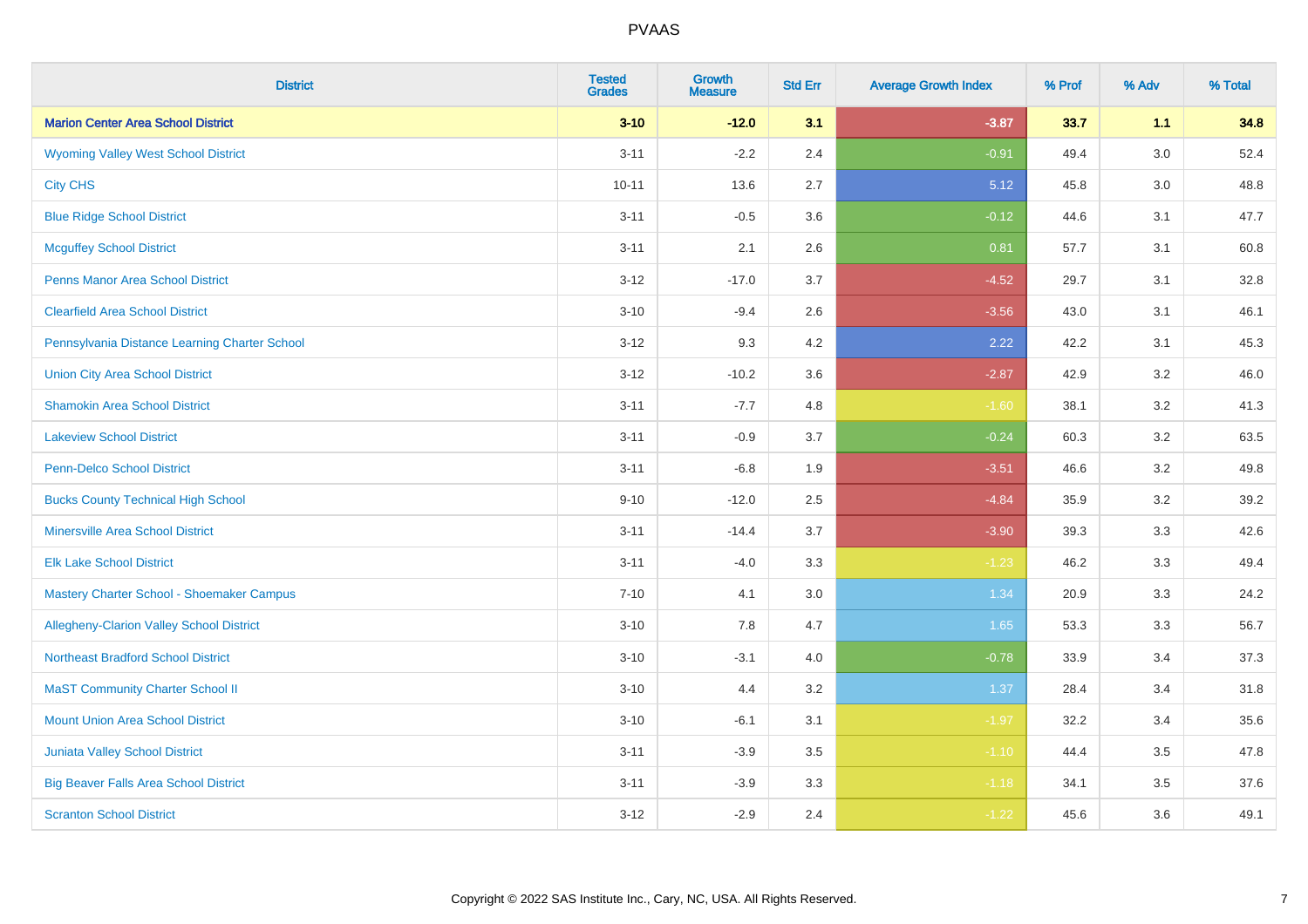# PVAAS

| District | Tested Grades | Growth Measure | Std Err | Average Growth Index | % Prof | % Adv | % Total |
|---|---|---|---|---|---|---|---|
| **Marion Center Area School District** | **3-10** | **-12.0** | **3.1** | **-3.87** | **33.7** | **1.1** | **34.8** |
| Wyoming Valley West School District | 3-11 | -2.2 | 2.4 | -0.91 | 49.4 | 3.0 | 52.4 |
| City CHS | 10-11 | 13.6 | 2.7 | 5.12 | 45.8 | 3.0 | 48.8 |
| Blue Ridge School District | 3-11 | -0.5 | 3.6 | -0.12 | 44.6 | 3.1 | 47.7 |
| Mcguffey School District | 3-11 | 2.1 | 2.6 | 0.81 | 57.7 | 3.1 | 60.8 |
| Penns Manor Area School District | 3-12 | -17.0 | 3.7 | -4.52 | 29.7 | 3.1 | 32.8 |
| Clearfield Area School District | 3-10 | -9.4 | 2.6 | -3.56 | 43.0 | 3.1 | 46.1 |
| Pennsylvania Distance Learning Charter School | 3-12 | 9.3 | 4.2 | 2.22 | 42.2 | 3.1 | 45.3 |
| Union City Area School District | 3-12 | -10.2 | 3.6 | -2.87 | 42.9 | 3.2 | 46.0 |
| Shamokin Area School District | 3-11 | -7.7 | 4.8 | -1.60 | 38.1 | 3.2 | 41.3 |
| Lakeview School District | 3-11 | -0.9 | 3.7 | -0.24 | 60.3 | 3.2 | 63.5 |
| Penn-Delco School District | 3-11 | -6.8 | 1.9 | -3.51 | 46.6 | 3.2 | 49.8 |
| Bucks County Technical High School | 9-10 | -12.0 | 2.5 | -4.84 | 35.9 | 3.2 | 39.2 |
| Minersville Area School District | 3-11 | -14.4 | 3.7 | -3.90 | 39.3 | 3.3 | 42.6 |
| Elk Lake School District | 3-11 | -4.0 | 3.3 | -1.23 | 46.2 | 3.3 | 49.4 |
| Mastery Charter School - Shoemaker Campus | 7-10 | 4.1 | 3.0 | 1.34 | 20.9 | 3.3 | 24.2 |
| Allegheny-Clarion Valley School District | 3-10 | 7.8 | 4.7 | 1.65 | 53.3 | 3.3 | 56.7 |
| Northeast Bradford School District | 3-10 | -3.1 | 4.0 | -0.78 | 33.9 | 3.4 | 37.3 |
| MaST Community Charter School II | 3-10 | 4.4 | 3.2 | 1.37 | 28.4 | 3.4 | 31.8 |
| Mount Union Area School District | 3-10 | -6.1 | 3.1 | -1.97 | 32.2 | 3.4 | 35.6 |
| Juniata Valley School District | 3-11 | -3.9 | 3.5 | -1.10 | 44.4 | 3.5 | 47.8 |
| Big Beaver Falls Area School District | 3-11 | -3.9 | 3.3 | -1.18 | 34.1 | 3.5 | 37.6 |
| Scranton School District | 3-12 | -2.9 | 2.4 | -1.22 | 45.6 | 3.6 | 49.1 |

Copyright © 2022 SAS Institute Inc., Cary, NC, USA. All Rights Reserved.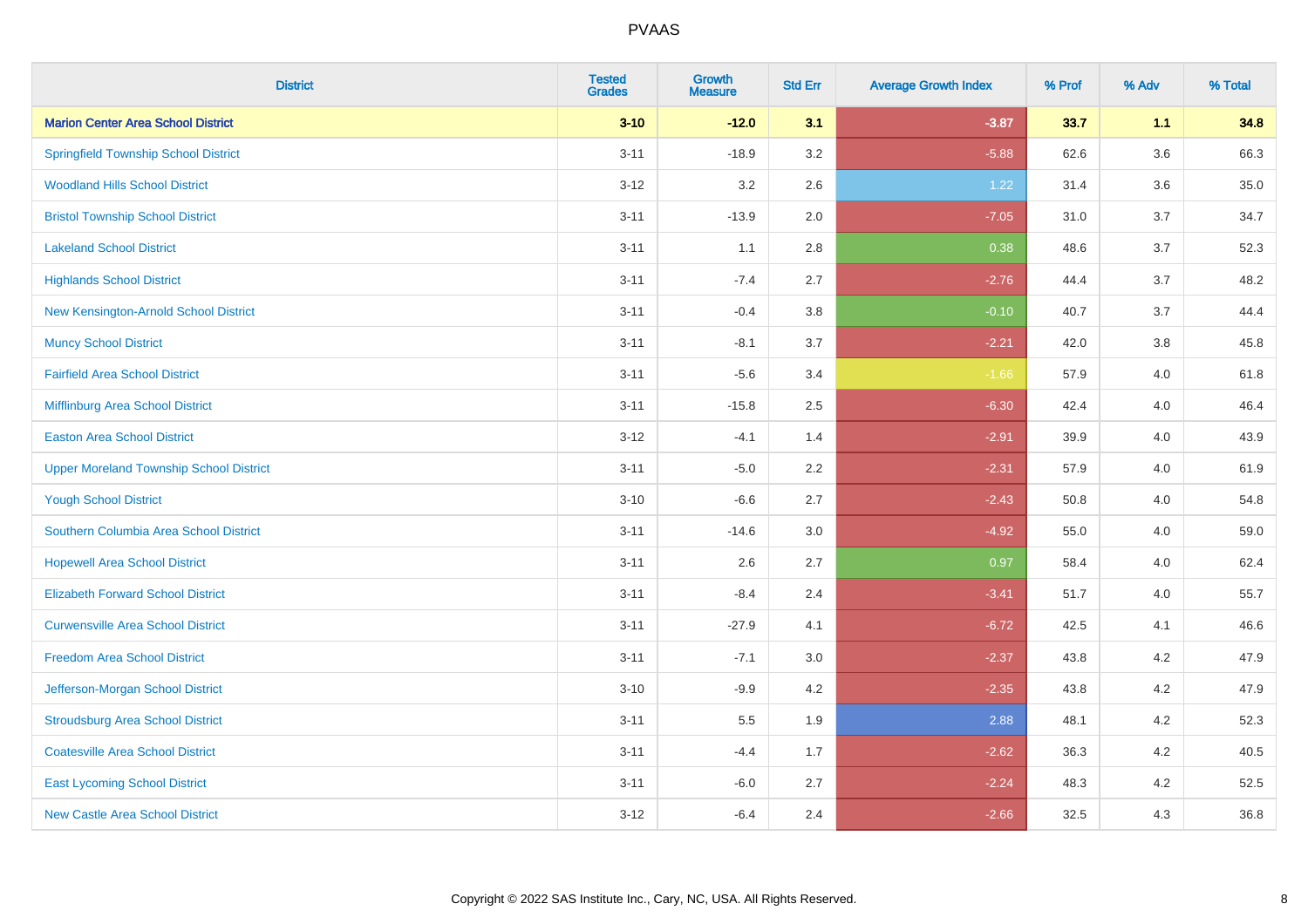| District | Tested Grades | Growth Measure | Std Err | Average Growth Index | % Prof | % Adv | % Total |
|---|---|---|---|---|---|---|---|
| **Marion Center Area School District** | **3-10** | **-12.0** | **3.1** | **-3.87** | **33.7** | **1.1** | **34.8** |
| Springfield Township School District | 3-11 | -18.9 | 3.2 | -5.88 | 62.6 | 3.6 | 66.3 |
| Woodland Hills School District | 3-12 | 3.2 | 2.6 | 1.22 | 31.4 | 3.6 | 35.0 |
| Bristol Township School District | 3-11 | -13.9 | 2.0 | -7.05 | 31.0 | 3.7 | 34.7 |
| Lakeland School District | 3-11 | 1.1 | 2.8 | 0.38 | 48.6 | 3.7 | 52.3 |
| Highlands School District | 3-11 | -7.4 | 2.7 | -2.76 | 44.4 | 3.7 | 48.2 |
| New Kensington-Arnold School District | 3-11 | -0.4 | 3.8 | -0.10 | 40.7 | 3.7 | 44.4 |
| Muncy School District | 3-11 | -8.1 | 3.7 | -2.21 | 42.0 | 3.8 | 45.8 |
| Fairfield Area School District | 3-11 | -5.6 | 3.4 | -1.66 | 57.9 | 4.0 | 61.8 |
| Mifflinburg Area School District | 3-11 | -15.8 | 2.5 | -6.30 | 42.4 | 4.0 | 46.4 |
| Easton Area School District | 3-12 | -4.1 | 1.4 | -2.91 | 39.9 | 4.0 | 43.9 |
| Upper Moreland Township School District | 3-11 | -5.0 | 2.2 | -2.31 | 57.9 | 4.0 | 61.9 |
| Yough School District | 3-10 | -6.6 | 2.7 | -2.43 | 50.8 | 4.0 | 54.8 |
| Southern Columbia Area School District | 3-11 | -14.6 | 3.0 | -4.92 | 55.0 | 4.0 | 59.0 |
| Hopewell Area School District | 3-11 | 2.6 | 2.7 | 0.97 | 58.4 | 4.0 | 62.4 |
| Elizabeth Forward School District | 3-11 | -8.4 | 2.4 | -3.41 | 51.7 | 4.0 | 55.7 |
| Curwensville Area School District | 3-11 | -27.9 | 4.1 | -6.72 | 42.5 | 4.1 | 46.6 |
| Freedom Area School District | 3-11 | -7.1 | 3.0 | -2.37 | 43.8 | 4.2 | 47.9 |
| Jefferson-Morgan School District | 3-10 | -9.9 | 4.2 | -2.35 | 43.8 | 4.2 | 47.9 |
| Stroudsburg Area School District | 3-11 | 5.5 | 1.9 | 2.88 | 48.1 | 4.2 | 52.3 |
| Coatesville Area School District | 3-11 | -4.4 | 1.7 | -2.62 | 36.3 | 4.2 | 40.5 |
| East Lycoming School District | 3-11 | -6.0 | 2.7 | -2.24 | 48.3 | 4.2 | 52.5 |
| New Castle Area School District | 3-12 | -6.4 | 2.4 | -2.66 | 32.5 | 4.3 | 36.8 |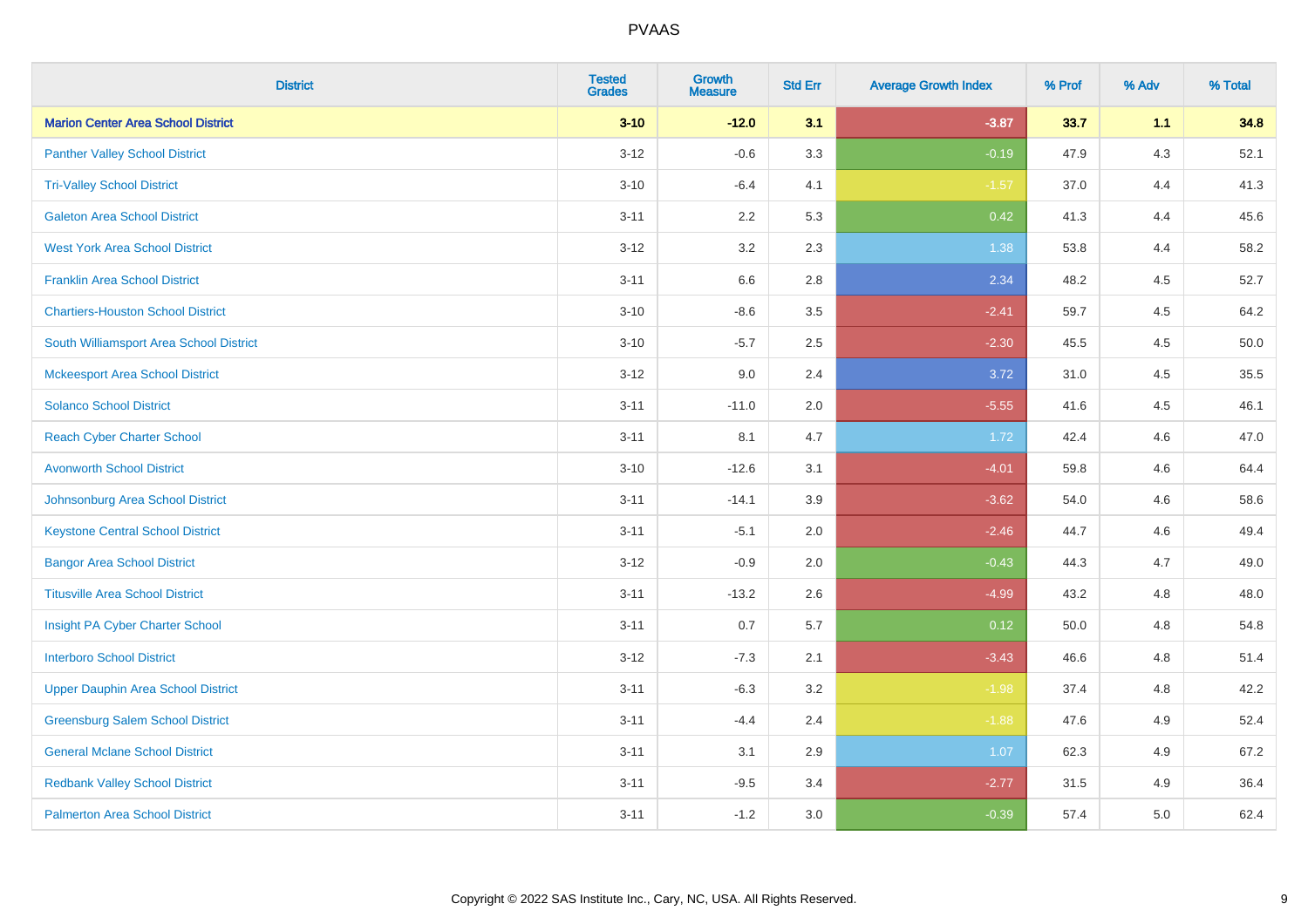| District | Tested Grades | Growth Measure | Std Err | Average Growth Index | % Prof | % Adv | % Total |
|---|---|---|---|---|---|---|---|
| **Marion Center Area School District** | **3-10** | **-12.0** | **3.1** | **-3.87** | **33.7** | **1.1** | **34.8** |
| Panther Valley School District | 3-12 | -0.6 | 3.3 | -0.19 | 47.9 | 4.3 | 52.1 |
| Tri-Valley School District | 3-10 | -6.4 | 4.1 | -1.57 | 37.0 | 4.4 | 41.3 |
| Galeton Area School District | 3-11 | 2.2 | 5.3 | 0.42 | 41.3 | 4.4 | 45.6 |
| West York Area School District | 3-12 | 3.2 | 2.3 | 1.38 | 53.8 | 4.4 | 58.2 |
| Franklin Area School District | 3-11 | 6.6 | 2.8 | 2.34 | 48.2 | 4.5 | 52.7 |
| Chartiers-Houston School District | 3-10 | -8.6 | 3.5 | -2.41 | 59.7 | 4.5 | 64.2 |
| South Williamsport Area School District | 3-10 | -5.7 | 2.5 | -2.30 | 45.5 | 4.5 | 50.0 |
| Mckeesport Area School District | 3-12 | 9.0 | 2.4 | 3.72 | 31.0 | 4.5 | 35.5 |
| Solanco School District | 3-11 | -11.0 | 2.0 | -5.55 | 41.6 | 4.5 | 46.1 |
| Reach Cyber Charter School | 3-11 | 8.1 | 4.7 | 1.72 | 42.4 | 4.6 | 47.0 |
| Avonworth School District | 3-10 | -12.6 | 3.1 | -4.01 | 59.8 | 4.6 | 64.4 |
| Johnsonburg Area School District | 3-11 | -14.1 | 3.9 | -3.62 | 54.0 | 4.6 | 58.6 |
| Keystone Central School District | 3-11 | -5.1 | 2.0 | -2.46 | 44.7 | 4.6 | 49.4 |
| Bangor Area School District | 3-12 | -0.9 | 2.0 | -0.43 | 44.3 | 4.7 | 49.0 |
| Titusville Area School District | 3-11 | -13.2 | 2.6 | -4.99 | 43.2 | 4.8 | 48.0 |
| Insight PA Cyber Charter School | 3-11 | 0.7 | 5.7 | 0.12 | 50.0 | 4.8 | 54.8 |
| Interboro School District | 3-12 | -7.3 | 2.1 | -3.43 | 46.6 | 4.8 | 51.4 |
| Upper Dauphin Area School District | 3-11 | -6.3 | 3.2 | -1.98 | 37.4 | 4.8 | 42.2 |
| Greensburg Salem School District | 3-11 | -4.4 | 2.4 | -1.88 | 47.6 | 4.9 | 52.4 |
| General Mclane School District | 3-11 | 3.1 | 2.9 | 1.07 | 62.3 | 4.9 | 67.2 |
| Redbank Valley School District | 3-11 | -9.5 | 3.4 | -2.77 | 31.5 | 4.9 | 36.4 |
| Palmerton Area School District | 3-11 | -1.2 | 3.0 | -0.39 | 57.4 | 5.0 | 62.4 |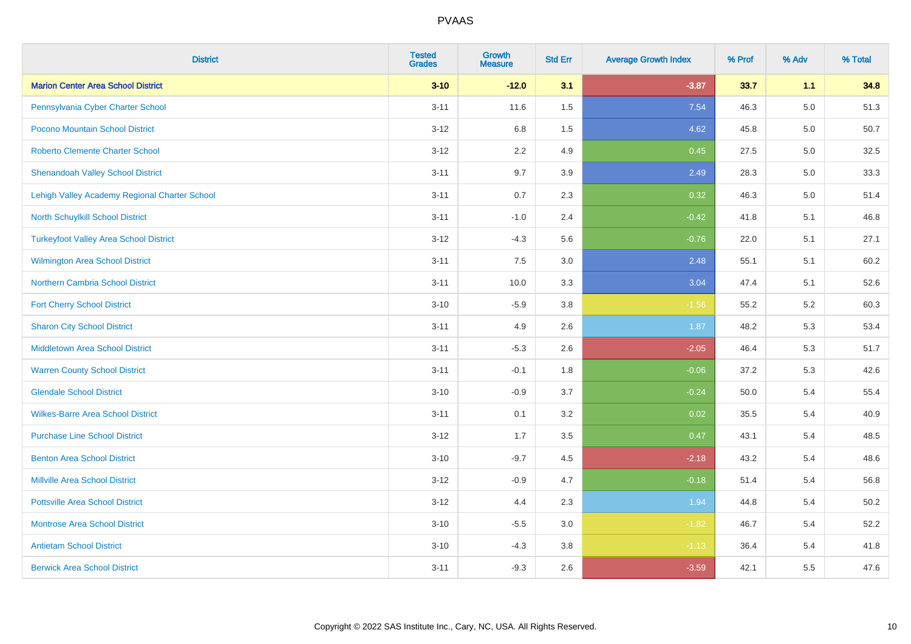# PVAAS

| District | Tested Grades | Growth Measure | Std Err | Average Growth Index | % Prof | % Adv | % Total |
|---|---|---|---|---|---|---|---|
| **Marion Center Area School District** | **3-10** | **-12.0** | **3.1** | **-3.87** | **33.7** | **1.1** | **34.8** |
| Pennsylvania Cyber Charter School | 3-11 | 11.6 | 1.5 | 7.54 | 46.3 | 5.0 | 51.3 |
| Pocono Mountain School District | 3-12 | 6.8 | 1.5 | 4.62 | 45.8 | 5.0 | 50.7 |
| Roberto Clemente Charter School | 3-12 | 2.2 | 4.9 | 0.45 | 27.5 | 5.0 | 32.5 |
| Shenandoah Valley School District | 3-11 | 9.7 | 3.9 | 2.49 | 28.3 | 5.0 | 33.3 |
| Lehigh Valley Academy Regional Charter School | 3-11 | 0.7 | 2.3 | 0.32 | 46.3 | 5.0 | 51.4 |
| North Schuylkill School District | 3-11 | -1.0 | 2.4 | -0.42 | 41.8 | 5.1 | 46.8 |
| Turkeyfoot Valley Area School District | 3-12 | -4.3 | 5.6 | -0.76 | 22.0 | 5.1 | 27.1 |
| Wilmington Area School District | 3-11 | 7.5 | 3.0 | 2.48 | 55.1 | 5.1 | 60.2 |
| Northern Cambria School District | 3-11 | 10.0 | 3.3 | 3.04 | 47.4 | 5.1 | 52.6 |
| Fort Cherry School District | 3-10 | -5.9 | 3.8 | -1.56 | 55.2 | 5.2 | 60.3 |
| Sharon City School District | 3-11 | 4.9 | 2.6 | 1.87 | 48.2 | 5.3 | 53.4 |
| Middletown Area School District | 3-11 | -5.3 | 2.6 | -2.05 | 46.4 | 5.3 | 51.7 |
| Warren County School District | 3-11 | -0.1 | 1.8 | -0.06 | 37.2 | 5.3 | 42.6 |
| Glendale School District | 3-10 | -0.9 | 3.7 | -0.24 | 50.0 | 5.4 | 55.4 |
| Wilkes-Barre Area School District | 3-11 | 0.1 | 3.2 | 0.02 | 35.5 | 5.4 | 40.9 |
| Purchase Line School District | 3-12 | 1.7 | 3.5 | 0.47 | 43.1 | 5.4 | 48.5 |
| Benton Area School District | 3-10 | -9.7 | 4.5 | -2.18 | 43.2 | 5.4 | 48.6 |
| Millville Area School District | 3-12 | -0.9 | 4.7 | -0.18 | 51.4 | 5.4 | 56.8 |
| Pottsville Area School District | 3-12 | 4.4 | 2.3 | 1.94 | 44.8 | 5.4 | 50.2 |
| Montrose Area School District | 3-10 | -5.5 | 3.0 | -1.82 | 46.7 | 5.4 | 52.2 |
| Antietam School District | 3-10 | -4.3 | 3.8 | -1.13 | 36.4 | 5.4 | 41.8 |
| Berwick Area School District | 3-11 | -9.3 | 2.6 | -3.59 | 42.1 | 5.5 | 47.6 |

Copyright © 2022 SAS Institute Inc., Cary, NC, USA. All Rights Reserved.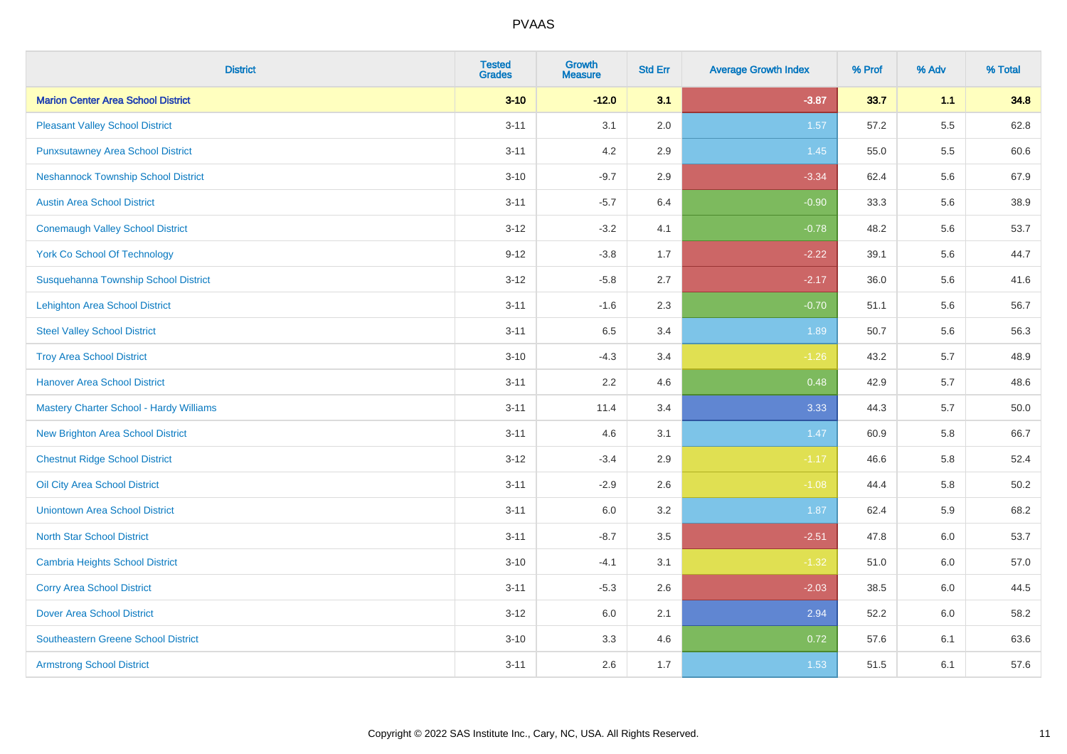| District | Tested Grades | Growth Measure | Std Err | Average Growth Index | % Prof | % Adv | % Total |
|---|---|---|---|---|---|---|---|
| **Marion Center Area School District** | **3-10** | **-12.0** | **3.1** | **-3.87** | **33.7** | **1.1** | **34.8** |
| Pleasant Valley School District | 3-11 | 3.1 | 2.0 | 1.57 | 57.2 | 5.5 | 62.8 |
| Punxsutawney Area School District | 3-11 | 4.2 | 2.9 | 1.45 | 55.0 | 5.5 | 60.6 |
| Neshannock Township School District | 3-10 | -9.7 | 2.9 | -3.34 | 62.4 | 5.6 | 67.9 |
| Austin Area School District | 3-11 | -5.7 | 6.4 | -0.90 | 33.3 | 5.6 | 38.9 |
| Conemaugh Valley School District | 3-12 | -3.2 | 4.1 | -0.78 | 48.2 | 5.6 | 53.7 |
| York Co School Of Technology | 9-12 | -3.8 | 1.7 | -2.22 | 39.1 | 5.6 | 44.7 |
| Susquehanna Township School District | 3-12 | -5.8 | 2.7 | -2.17 | 36.0 | 5.6 | 41.6 |
| Lehighton Area School District | 3-11 | -1.6 | 2.3 | -0.70 | 51.1 | 5.6 | 56.7 |
| Steel Valley School District | 3-11 | 6.5 | 3.4 | 1.89 | 50.7 | 5.6 | 56.3 |
| Troy Area School District | 3-10 | -4.3 | 3.4 | -1.26 | 43.2 | 5.7 | 48.9 |
| Hanover Area School District | 3-11 | 2.2 | 4.6 | 0.48 | 42.9 | 5.7 | 48.6 |
| Mastery Charter School - Hardy Williams | 3-11 | 11.4 | 3.4 | 3.33 | 44.3 | 5.7 | 50.0 |
| New Brighton Area School District | 3-11 | 4.6 | 3.1 | 1.47 | 60.9 | 5.8 | 66.7 |
| Chestnut Ridge School District | 3-12 | -3.4 | 2.9 | -1.17 | 46.6 | 5.8 | 52.4 |
| Oil City Area School District | 3-11 | -2.9 | 2.6 | -1.08 | 44.4 | 5.8 | 50.2 |
| Uniontown Area School District | 3-11 | 6.0 | 3.2 | 1.87 | 62.4 | 5.9 | 68.2 |
| North Star School District | 3-11 | -8.7 | 3.5 | -2.51 | 47.8 | 6.0 | 53.7 |
| Cambria Heights School District | 3-10 | -4.1 | 3.1 | -1.32 | 51.0 | 6.0 | 57.0 |
| Corry Area School District | 3-11 | -5.3 | 2.6 | -2.03 | 38.5 | 6.0 | 44.5 |
| Dover Area School District | 3-12 | 6.0 | 2.1 | 2.94 | 52.2 | 6.0 | 58.2 |
| Southeastern Greene School District | 3-10 | 3.3 | 4.6 | 0.72 | 57.6 | 6.1 | 63.6 |
| Armstrong School District | 3-11 | 2.6 | 1.7 | 1.53 | 51.5 | 6.1 | 57.6 |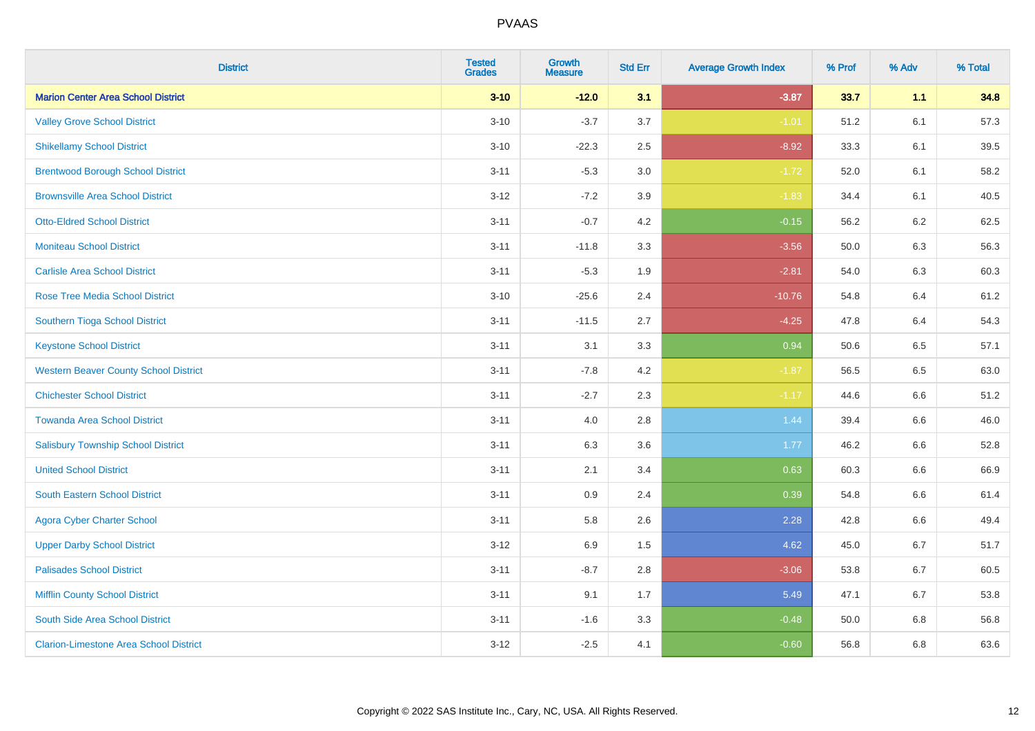# PVAAS

| District | Tested Grades | Growth Measure | Std Err | Average Growth Index | % Prof | % Adv | % Total |
|---|---|---|---|---|---|---|---|
| **Marion Center Area School District** | **3-10** | **-12.0** | **3.1** | **-3.87** | **33.7** | **1.1** | **34.8** |
| Valley Grove School District | 3-10 | -3.7 | 3.7 | -1.01 | 51.2 | 6.1 | 57.3 |
| Shikellamy School District | 3-10 | -22.3 | 2.5 | -8.92 | 33.3 | 6.1 | 39.5 |
| Brentwood Borough School District | 3-11 | -5.3 | 3.0 | -1.72 | 52.0 | 6.1 | 58.2 |
| Brownsville Area School District | 3-12 | -7.2 | 3.9 | -1.83 | 34.4 | 6.1 | 40.5 |
| Otto-Eldred School District | 3-11 | -0.7 | 4.2 | -0.15 | 56.2 | 6.2 | 62.5 |
| Moniteau School District | 3-11 | -11.8 | 3.3 | -3.56 | 50.0 | 6.3 | 56.3 |
| Carlisle Area School District | 3-11 | -5.3 | 1.9 | -2.81 | 54.0 | 6.3 | 60.3 |
| Rose Tree Media School District | 3-10 | -25.6 | 2.4 | -10.76 | 54.8 | 6.4 | 61.2 |
| Southern Tioga School District | 3-11 | -11.5 | 2.7 | -4.25 | 47.8 | 6.4 | 54.3 |
| Keystone School District | 3-11 | 3.1 | 3.3 | 0.94 | 50.6 | 6.5 | 57.1 |
| Western Beaver County School District | 3-11 | -7.8 | 4.2 | -1.87 | 56.5 | 6.5 | 63.0 |
| Chichester School District | 3-11 | -2.7 | 2.3 | -1.17 | 44.6 | 6.6 | 51.2 |
| Towanda Area School District | 3-11 | 4.0 | 2.8 | 1.44 | 39.4 | 6.6 | 46.0 |
| Salisbury Township School District | 3-11 | 6.3 | 3.6 | 1.77 | 46.2 | 6.6 | 52.8 |
| United School District | 3-11 | 2.1 | 3.4 | 0.63 | 60.3 | 6.6 | 66.9 |
| South Eastern School District | 3-11 | 0.9 | 2.4 | 0.39 | 54.8 | 6.6 | 61.4 |
| Agora Cyber Charter School | 3-11 | 5.8 | 2.6 | 2.28 | 42.8 | 6.6 | 49.4 |
| Upper Darby School District | 3-12 | 6.9 | 1.5 | 4.62 | 45.0 | 6.7 | 51.7 |
| Palisades School District | 3-11 | -8.7 | 2.8 | -3.06 | 53.8 | 6.7 | 60.5 |
| Mifflin County School District | 3-11 | 9.1 | 1.7 | 5.49 | 47.1 | 6.7 | 53.8 |
| South Side Area School District | 3-11 | -1.6 | 3.3 | -0.48 | 50.0 | 6.8 | 56.8 |
| Clarion-Limestone Area School District | 3-12 | -2.5 | 4.1 | -0.60 | 56.8 | 6.8 | 63.6 |

Copyright © 2022 SAS Institute Inc., Cary, NC, USA. All Rights Reserved.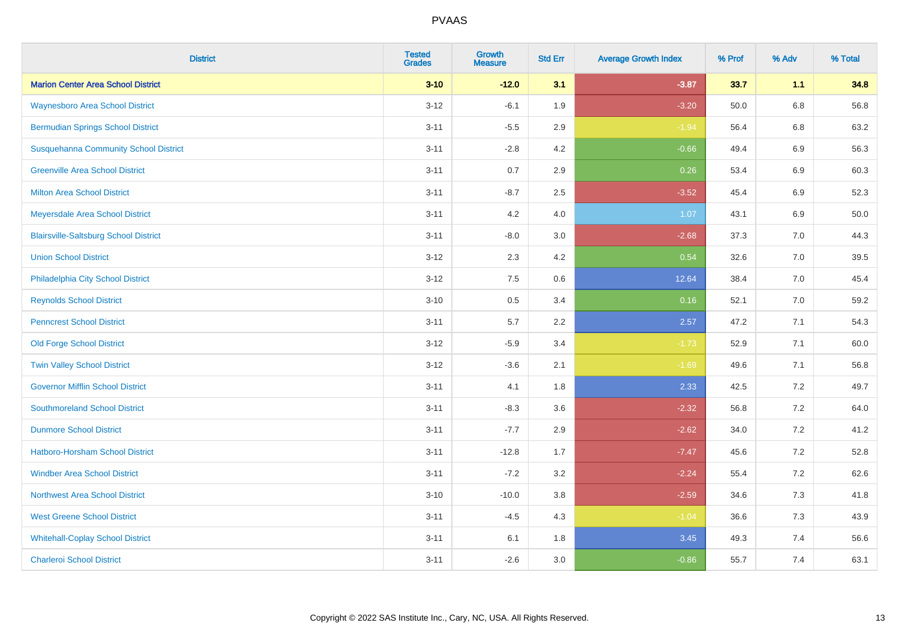| District | Tested Grades | Growth Measure | Std Err | Average Growth Index | % Prof | % Adv | % Total |
|---|---|---|---|---|---|---|---|
| **Marion Center Area School District** | **3-10** | **-12.0** | **3.1** | **-3.87** | **33.7** | **1.1** | **34.8** |
| Waynesboro Area School District | 3-12 | -6.1 | 1.9 | -3.20 | 50.0 | 6.8 | 56.8 |
| Bermudian Springs School District | 3-11 | -5.5 | 2.9 | -1.94 | 56.4 | 6.8 | 63.2 |
| Susquehanna Community School District | 3-11 | -2.8 | 4.2 | -0.66 | 49.4 | 6.9 | 56.3 |
| Greenville Area School District | 3-11 | 0.7 | 2.9 | 0.26 | 53.4 | 6.9 | 60.3 |
| Milton Area School District | 3-11 | -8.7 | 2.5 | -3.52 | 45.4 | 6.9 | 52.3 |
| Meyersdale Area School District | 3-11 | 4.2 | 4.0 | 1.07 | 43.1 | 6.9 | 50.0 |
| Blairsville-Saltsburg School District | 3-11 | -8.0 | 3.0 | -2.68 | 37.3 | 7.0 | 44.3 |
| Union School District | 3-12 | 2.3 | 4.2 | 0.54 | 32.6 | 7.0 | 39.5 |
| Philadelphia City School District | 3-12 | 7.5 | 0.6 | 12.64 | 38.4 | 7.0 | 45.4 |
| Reynolds School District | 3-10 | 0.5 | 3.4 | 0.16 | 52.1 | 7.0 | 59.2 |
| Penncrest School District | 3-11 | 5.7 | 2.2 | 2.57 | 47.2 | 7.1 | 54.3 |
| Old Forge School District | 3-12 | -5.9 | 3.4 | -1.73 | 52.9 | 7.1 | 60.0 |
| Twin Valley School District | 3-12 | -3.6 | 2.1 | -1.69 | 49.6 | 7.1 | 56.8 |
| Governor Mifflin School District | 3-11 | 4.1 | 1.8 | 2.33 | 42.5 | 7.2 | 49.7 |
| Southmoreland School District | 3-11 | -8.3 | 3.6 | -2.32 | 56.8 | 7.2 | 64.0 |
| Dunmore School District | 3-11 | -7.7 | 2.9 | -2.62 | 34.0 | 7.2 | 41.2 |
| Hatboro-Horsham School District | 3-11 | -12.8 | 1.7 | -7.47 | 45.6 | 7.2 | 52.8 |
| Windber Area School District | 3-11 | -7.2 | 3.2 | -2.24 | 55.4 | 7.2 | 62.6 |
| Northwest Area School District | 3-10 | -10.0 | 3.8 | -2.59 | 34.6 | 7.3 | 41.8 |
| West Greene School District | 3-11 | -4.5 | 4.3 | -1.04 | 36.6 | 7.3 | 43.9 |
| Whitehall-Coplay School District | 3-11 | 6.1 | 1.8 | 3.45 | 49.3 | 7.4 | 56.6 |
| Charleroi School District | 3-11 | -2.6 | 3.0 | -0.86 | 55.7 | 7.4 | 63.1 |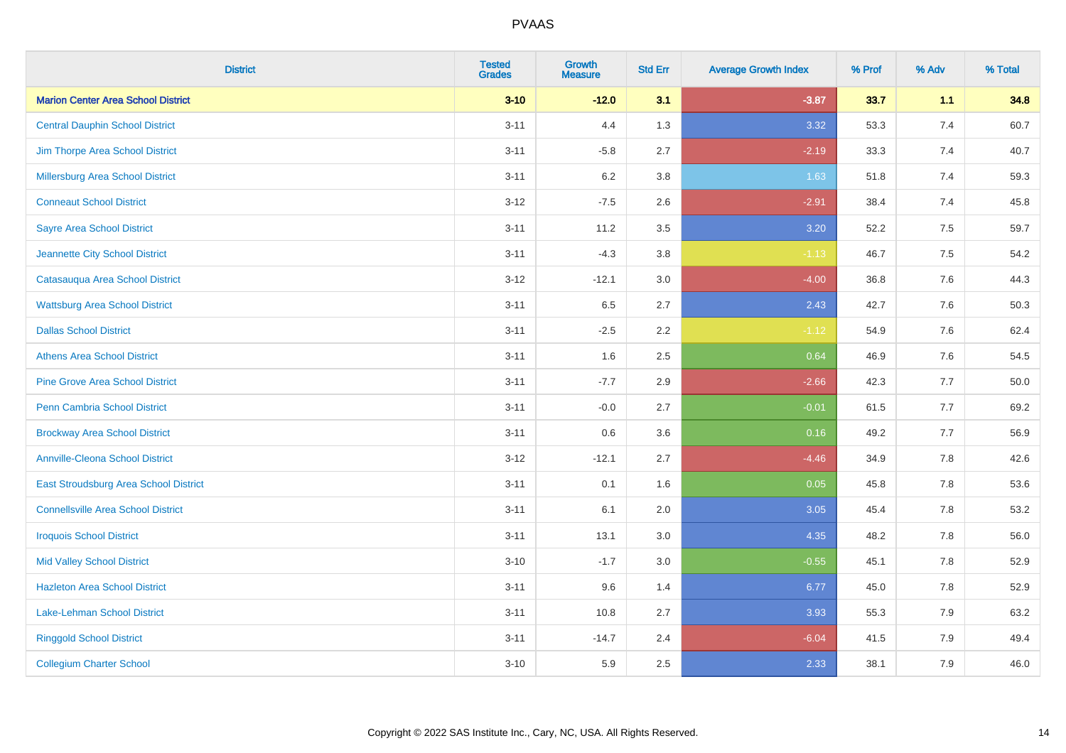| District | Tested Grades | Growth Measure | Std Err | Average Growth Index | % Prof | % Adv | % Total |
|---|---|---|---|---|---|---|---|
| **Marion Center Area School District** | **3-10** | **-12.0** | **3.1** | **-3.87** | **33.7** | **1.1** | **34.8** |
| Central Dauphin School District | 3-11 | 4.4 | 1.3 | 3.32 | 53.3 | 7.4 | 60.7 |
| Jim Thorpe Area School District | 3-11 | -5.8 | 2.7 | -2.19 | 33.3 | 7.4 | 40.7 |
| Millersburg Area School District | 3-11 | 6.2 | 3.8 | 1.63 | 51.8 | 7.4 | 59.3 |
| Conneaut School District | 3-12 | -7.5 | 2.6 | -2.91 | 38.4 | 7.4 | 45.8 |
| Sayre Area School District | 3-11 | 11.2 | 3.5 | 3.20 | 52.2 | 7.5 | 59.7 |
| Jeannette City School District | 3-11 | -4.3 | 3.8 | -1.13 | 46.7 | 7.5 | 54.2 |
| Catasauqua Area School District | 3-12 | -12.1 | 3.0 | -4.00 | 36.8 | 7.6 | 44.3 |
| Wattsburg Area School District | 3-11 | 6.5 | 2.7 | 2.43 | 42.7 | 7.6 | 50.3 |
| Dallas School District | 3-11 | -2.5 | 2.2 | -1.12 | 54.9 | 7.6 | 62.4 |
| Athens Area School District | 3-11 | 1.6 | 2.5 | 0.64 | 46.9 | 7.6 | 54.5 |
| Pine Grove Area School District | 3-11 | -7.7 | 2.9 | -2.66 | 42.3 | 7.7 | 50.0 |
| Penn Cambria School District | 3-11 | -0.0 | 2.7 | -0.01 | 61.5 | 7.7 | 69.2 |
| Brockway Area School District | 3-11 | 0.6 | 3.6 | 0.16 | 49.2 | 7.7 | 56.9 |
| Annville-Cleona School District | 3-12 | -12.1 | 2.7 | -4.46 | 34.9 | 7.8 | 42.6 |
| East Stroudsburg Area School District | 3-11 | 0.1 | 1.6 | 0.05 | 45.8 | 7.8 | 53.6 |
| Connellsville Area School District | 3-11 | 6.1 | 2.0 | 3.05 | 45.4 | 7.8 | 53.2 |
| Iroquois School District | 3-11 | 13.1 | 3.0 | 4.35 | 48.2 | 7.8 | 56.0 |
| Mid Valley School District | 3-10 | -1.7 | 3.0 | -0.55 | 45.1 | 7.8 | 52.9 |
| Hazleton Area School District | 3-11 | 9.6 | 1.4 | 6.77 | 45.0 | 7.8 | 52.9 |
| Lake-Lehman School District | 3-11 | 10.8 | 2.7 | 3.93 | 55.3 | 7.9 | 63.2 |
| Ringgold School District | 3-11 | -14.7 | 2.4 | -6.04 | 41.5 | 7.9 | 49.4 |
| Collegium Charter School | 3-10 | 5.9 | 2.5 | 2.33 | 38.1 | 7.9 | 46.0 |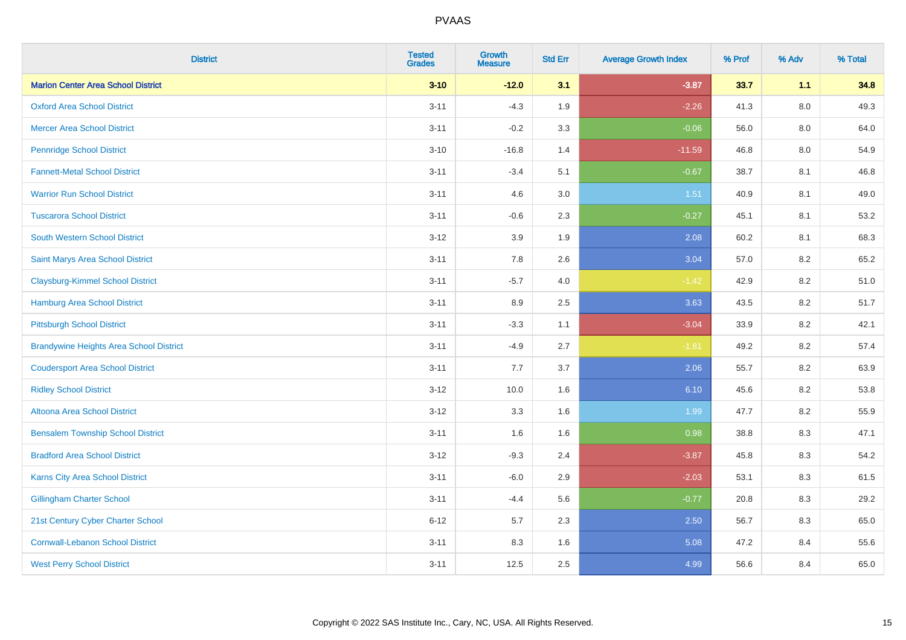# PVAAS

| District | Tested Grades | Growth Measure | Std Err | Average Growth Index | % Prof | % Adv | % Total |
|---|---|---|---|---|---|---|---|
| **Marion Center Area School District** | **3-10** | **-12.0** | **3.1** | **-3.87** | **33.7** | **1.1** | **34.8** |
| Oxford Area School District | 3-11 | -4.3 | 1.9 | -2.26 | 41.3 | 8.0 | 49.3 |
| Mercer Area School District | 3-11 | -0.2 | 3.3 | -0.06 | 56.0 | 8.0 | 64.0 |
| Pennridge School District | 3-10 | -16.8 | 1.4 | -11.59 | 46.8 | 8.0 | 54.9 |
| Fannett-Metal School District | 3-11 | -3.4 | 5.1 | -0.67 | 38.7 | 8.1 | 46.8 |
| Warrior Run School District | 3-11 | 4.6 | 3.0 | 1.51 | 40.9 | 8.1 | 49.0 |
| Tuscarora School District | 3-11 | -0.6 | 2.3 | -0.27 | 45.1 | 8.1 | 53.2 |
| South Western School District | 3-12 | 3.9 | 1.9 | 2.08 | 60.2 | 8.1 | 68.3 |
| Saint Marys Area School District | 3-11 | 7.8 | 2.6 | 3.04 | 57.0 | 8.2 | 65.2 |
| Claysburg-Kimmel School District | 3-11 | -5.7 | 4.0 | -1.42 | 42.9 | 8.2 | 51.0 |
| Hamburg Area School District | 3-11 | 8.9 | 2.5 | 3.63 | 43.5 | 8.2 | 51.7 |
| Pittsburgh School District | 3-11 | -3.3 | 1.1 | -3.04 | 33.9 | 8.2 | 42.1 |
| Brandywine Heights Area School District | 3-11 | -4.9 | 2.7 | -1.81 | 49.2 | 8.2 | 57.4 |
| Coudersport Area School District | 3-11 | 7.7 | 3.7 | 2.06 | 55.7 | 8.2 | 63.9 |
| Ridley School District | 3-12 | 10.0 | 1.6 | 6.10 | 45.6 | 8.2 | 53.8 |
| Altoona Area School District | 3-12 | 3.3 | 1.6 | 1.99 | 47.7 | 8.2 | 55.9 |
| Bensalem Township School District | 3-11 | 1.6 | 1.6 | 0.98 | 38.8 | 8.3 | 47.1 |
| Bradford Area School District | 3-12 | -9.3 | 2.4 | -3.87 | 45.8 | 8.3 | 54.2 |
| Karns City Area School District | 3-11 | -6.0 | 2.9 | -2.03 | 53.1 | 8.3 | 61.5 |
| Gillingham Charter School | 3-11 | -4.4 | 5.6 | -0.77 | 20.8 | 8.3 | 29.2 |
| 21st Century Cyber Charter School | 6-12 | 5.7 | 2.3 | 2.50 | 56.7 | 8.3 | 65.0 |
| Cornwall-Lebanon School District | 3-11 | 8.3 | 1.6 | 5.08 | 47.2 | 8.4 | 55.6 |
| West Perry School District | 3-11 | 12.5 | 2.5 | 4.99 | 56.6 | 8.4 | 65.0 |

Copyright © 2022 SAS Institute Inc., Cary, NC, USA. All Rights Reserved.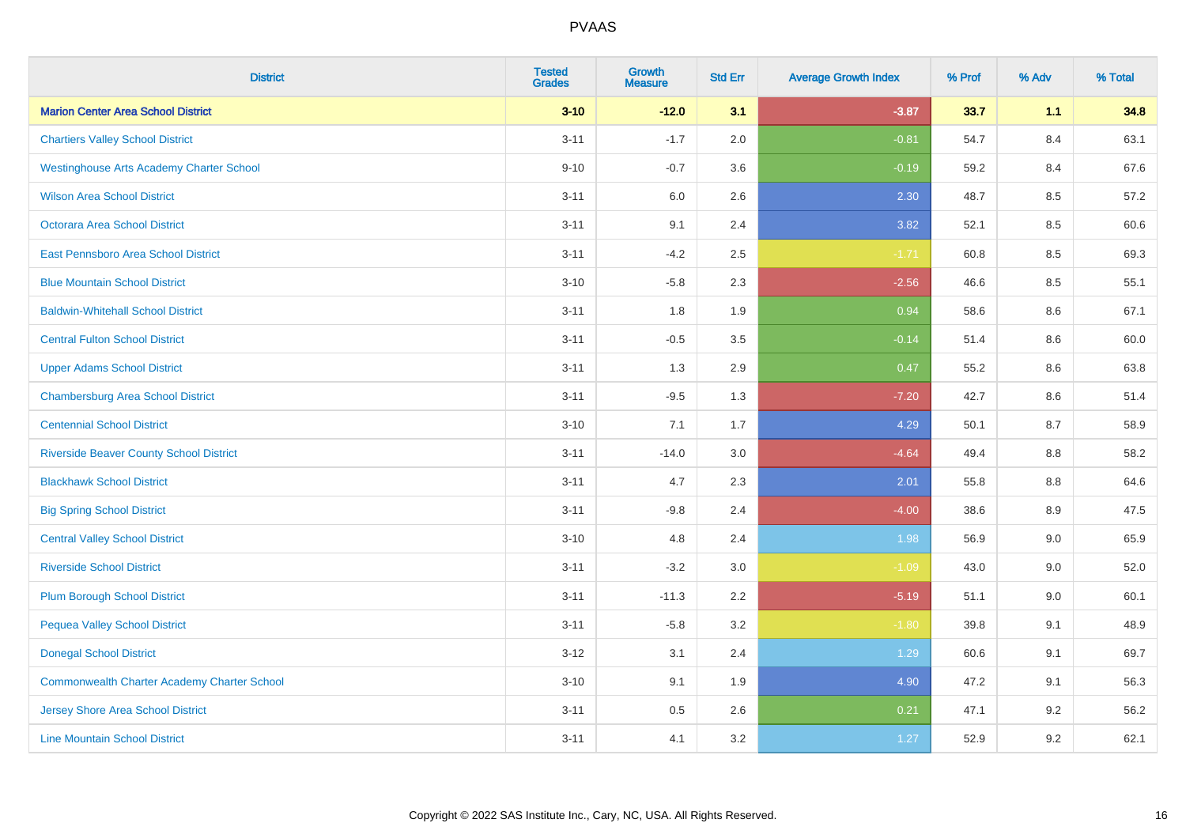# PVAAS

| District | Tested Grades | Growth Measure | Std Err | Average Growth Index | % Prof | % Adv | % Total |
|---|---|---|---|---|---|---|---|
| **Marion Center Area School District** | **3-10** | **-12.0** | **3.1** | **-3.87** | **33.7** | **1.1** | **34.8** |
| Chartiers Valley School District | 3-11 | -1.7 | 2.0 | -0.81 | 54.7 | 8.4 | 63.1 |
| Westinghouse Arts Academy Charter School | 9-10 | -0.7 | 3.6 | -0.19 | 59.2 | 8.4 | 67.6 |
| Wilson Area School District | 3-11 | 6.0 | 2.6 | 2.30 | 48.7 | 8.5 | 57.2 |
| Octorara Area School District | 3-11 | 9.1 | 2.4 | 3.82 | 52.1 | 8.5 | 60.6 |
| East Pennsboro Area School District | 3-11 | -4.2 | 2.5 | -1.71 | 60.8 | 8.5 | 69.3 |
| Blue Mountain School District | 3-10 | -5.8 | 2.3 | -2.56 | 46.6 | 8.5 | 55.1 |
| Baldwin-Whitehall School District | 3-11 | 1.8 | 1.9 | 0.94 | 58.6 | 8.6 | 67.1 |
| Central Fulton School District | 3-11 | -0.5 | 3.5 | -0.14 | 51.4 | 8.6 | 60.0 |
| Upper Adams School District | 3-11 | 1.3 | 2.9 | 0.47 | 55.2 | 8.6 | 63.8 |
| Chambersburg Area School District | 3-11 | -9.5 | 1.3 | -7.20 | 42.7 | 8.6 | 51.4 |
| Centennial School District | 3-10 | 7.1 | 1.7 | 4.29 | 50.1 | 8.7 | 58.9 |
| Riverside Beaver County School District | 3-11 | -14.0 | 3.0 | -4.64 | 49.4 | 8.8 | 58.2 |
| Blackhawk School District | 3-11 | 4.7 | 2.3 | 2.01 | 55.8 | 8.8 | 64.6 |
| Big Spring School District | 3-11 | -9.8 | 2.4 | -4.00 | 38.6 | 8.9 | 47.5 |
| Central Valley School District | 3-10 | 4.8 | 2.4 | 1.98 | 56.9 | 9.0 | 65.9 |
| Riverside School District | 3-11 | -3.2 | 3.0 | -1.09 | 43.0 | 9.0 | 52.0 |
| Plum Borough School District | 3-11 | -11.3 | 2.2 | -5.19 | 51.1 | 9.0 | 60.1 |
| Pequea Valley School District | 3-11 | -5.8 | 3.2 | -1.80 | 39.8 | 9.1 | 48.9 |
| Donegal School District | 3-12 | 3.1 | 2.4 | 1.29 | 60.6 | 9.1 | 69.7 |
| Commonwealth Charter Academy Charter School | 3-10 | 9.1 | 1.9 | 4.90 | 47.2 | 9.1 | 56.3 |
| Jersey Shore Area School District | 3-11 | 0.5 | 2.6 | 0.21 | 47.1 | 9.2 | 56.2 |
| Line Mountain School District | 3-11 | 4.1 | 3.2 | 1.27 | 52.9 | 9.2 | 62.1 |

Copyright © 2022 SAS Institute Inc., Cary, NC, USA. All Rights Reserved.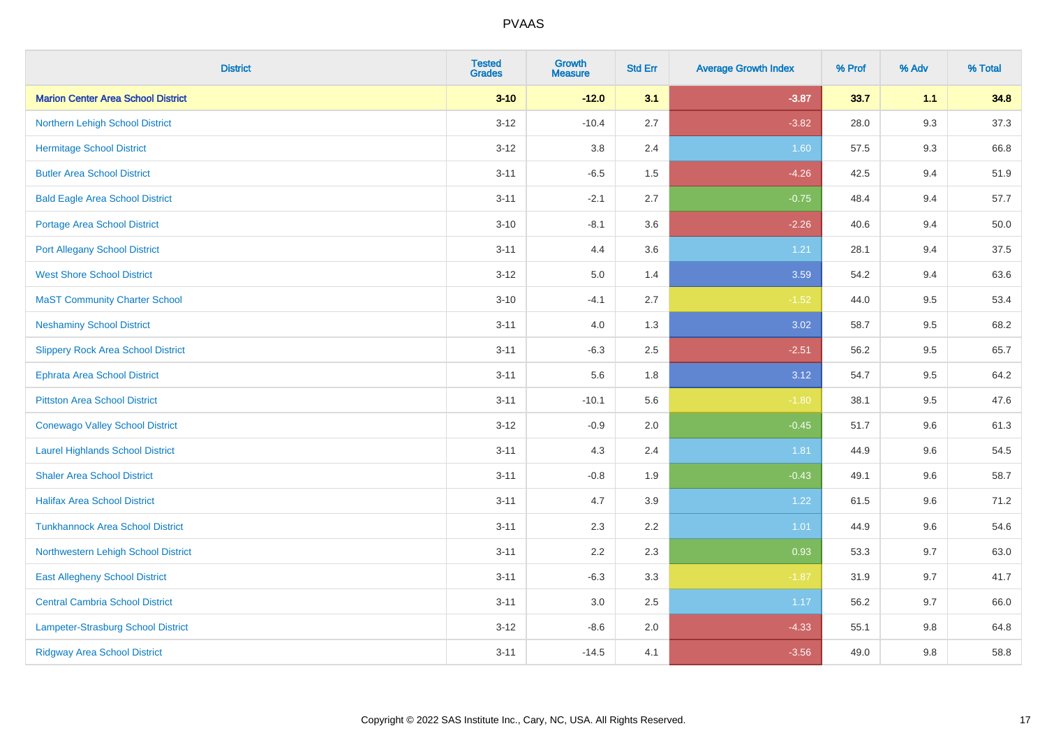| District | Tested Grades | Growth Measure | Std Err | Average Growth Index | % Prof | % Adv | % Total |
|---|---|---|---|---|---|---|---|
| **Marion Center Area School District** | **3-10** | **-12.0** | **3.1** | **-3.87** | **33.7** | **1.1** | **34.8** |
| Northern Lehigh School District | 3-12 | -10.4 | 2.7 | -3.82 | 28.0 | 9.3 | 37.3 |
| Hermitage School District | 3-12 | 3.8 | 2.4 | 1.60 | 57.5 | 9.3 | 66.8 |
| Butler Area School District | 3-11 | -6.5 | 1.5 | -4.26 | 42.5 | 9.4 | 51.9 |
| Bald Eagle Area School District | 3-11 | -2.1 | 2.7 | -0.75 | 48.4 | 9.4 | 57.7 |
| Portage Area School District | 3-10 | -8.1 | 3.6 | -2.26 | 40.6 | 9.4 | 50.0 |
| Port Allegany School District | 3-11 | 4.4 | 3.6 | 1.21 | 28.1 | 9.4 | 37.5 |
| West Shore School District | 3-12 | 5.0 | 1.4 | 3.59 | 54.2 | 9.4 | 63.6 |
| MaST Community Charter School | 3-10 | -4.1 | 2.7 | -1.52 | 44.0 | 9.5 | 53.4 |
| Neshaminy School District | 3-11 | 4.0 | 1.3 | 3.02 | 58.7 | 9.5 | 68.2 |
| Slippery Rock Area School District | 3-11 | -6.3 | 2.5 | -2.51 | 56.2 | 9.5 | 65.7 |
| Ephrata Area School District | 3-11 | 5.6 | 1.8 | 3.12 | 54.7 | 9.5 | 64.2 |
| Pittston Area School District | 3-11 | -10.1 | 5.6 | -1.80 | 38.1 | 9.5 | 47.6 |
| Conewago Valley School District | 3-12 | -0.9 | 2.0 | -0.45 | 51.7 | 9.6 | 61.3 |
| Laurel Highlands School District | 3-11 | 4.3 | 2.4 | 1.81 | 44.9 | 9.6 | 54.5 |
| Shaler Area School District | 3-11 | -0.8 | 1.9 | -0.43 | 49.1 | 9.6 | 58.7 |
| Halifax Area School District | 3-11 | 4.7 | 3.9 | 1.22 | 61.5 | 9.6 | 71.2 |
| Tunkhannock Area School District | 3-11 | 2.3 | 2.2 | 1.01 | 44.9 | 9.6 | 54.6 |
| Northwestern Lehigh School District | 3-11 | 2.2 | 2.3 | 0.93 | 53.3 | 9.7 | 63.0 |
| East Allegheny School District | 3-11 | -6.3 | 3.3 | -1.87 | 31.9 | 9.7 | 41.7 |
| Central Cambria School District | 3-11 | 3.0 | 2.5 | 1.17 | 56.2 | 9.7 | 66.0 |
| Lampeter-Strasburg School District | 3-12 | -8.6 | 2.0 | -4.33 | 55.1 | 9.8 | 64.8 |
| Ridgway Area School District | 3-11 | -14.5 | 4.1 | -3.56 | 49.0 | 9.8 | 58.8 |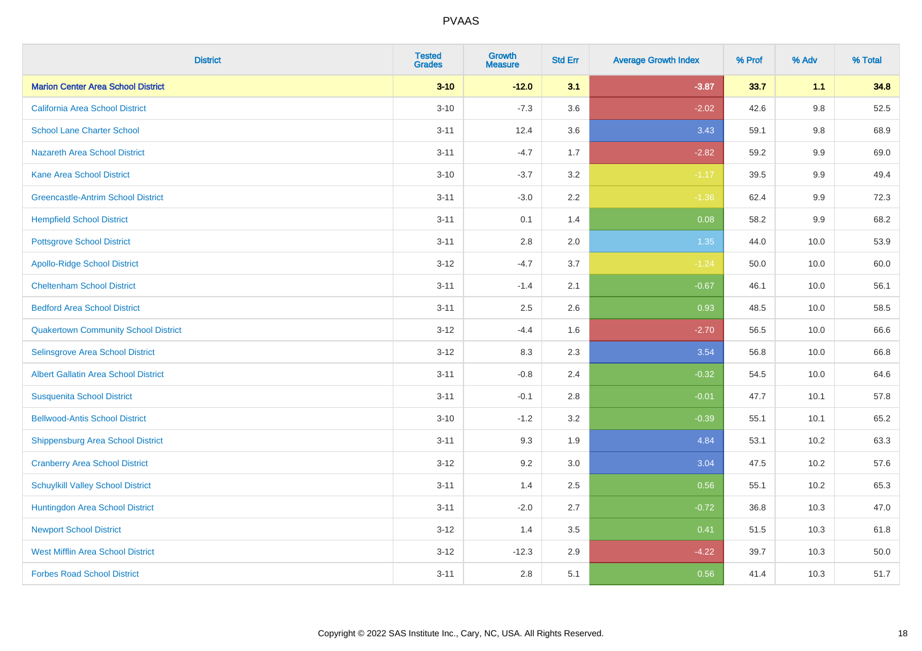# PVAAS

| District | Tested Grades | Growth Measure | Std Err | Average Growth Index | % Prof | % Adv | % Total |
|---|---|---|---|---|---|---|---|
| **Marion Center Area School District** | **3-10** | **-12.0** | **3.1** | **-3.87** | **33.7** | **1.1** | **34.8** |
| California Area School District | 3-10 | -7.3 | 3.6 | -2.02 | 42.6 | 9.8 | 52.5 |
| School Lane Charter School | 3-11 | 12.4 | 3.6 | 3.43 | 59.1 | 9.8 | 68.9 |
| Nazareth Area School District | 3-11 | -4.7 | 1.7 | -2.82 | 59.2 | 9.9 | 69.0 |
| Kane Area School District | 3-10 | -3.7 | 3.2 | -1.17 | 39.5 | 9.9 | 49.4 |
| Greencastle-Antrim School District | 3-11 | -3.0 | 2.2 | -1.36 | 62.4 | 9.9 | 72.3 |
| Hempfield School District | 3-11 | 0.1 | 1.4 | 0.08 | 58.2 | 9.9 | 68.2 |
| Pottsgrove School District | 3-11 | 2.8 | 2.0 | 1.35 | 44.0 | 10.0 | 53.9 |
| Apollo-Ridge School District | 3-12 | -4.7 | 3.7 | -1.24 | 50.0 | 10.0 | 60.0 |
| Cheltenham School District | 3-11 | -1.4 | 2.1 | -0.67 | 46.1 | 10.0 | 56.1 |
| Bedford Area School District | 3-11 | 2.5 | 2.6 | 0.93 | 48.5 | 10.0 | 58.5 |
| Quakertown Community School District | 3-12 | -4.4 | 1.6 | -2.70 | 56.5 | 10.0 | 66.6 |
| Selinsgrove Area School District | 3-12 | 8.3 | 2.3 | 3.54 | 56.8 | 10.0 | 66.8 |
| Albert Gallatin Area School District | 3-11 | -0.8 | 2.4 | -0.32 | 54.5 | 10.0 | 64.6 |
| Susquenita School District | 3-11 | -0.1 | 2.8 | -0.01 | 47.7 | 10.1 | 57.8 |
| Bellwood-Antis School District | 3-10 | -1.2 | 3.2 | -0.39 | 55.1 | 10.1 | 65.2 |
| Shippensburg Area School District | 3-11 | 9.3 | 1.9 | 4.84 | 53.1 | 10.2 | 63.3 |
| Cranberry Area School District | 3-12 | 9.2 | 3.0 | 3.04 | 47.5 | 10.2 | 57.6 |
| Schuylkill Valley School District | 3-11 | 1.4 | 2.5 | 0.56 | 55.1 | 10.2 | 65.3 |
| Huntingdon Area School District | 3-11 | -2.0 | 2.7 | -0.72 | 36.8 | 10.3 | 47.0 |
| Newport School District | 3-12 | 1.4 | 3.5 | 0.41 | 51.5 | 10.3 | 61.8 |
| West Mifflin Area School District | 3-12 | -12.3 | 2.9 | -4.22 | 39.7 | 10.3 | 50.0 |
| Forbes Road School District | 3-11 | 2.8 | 5.1 | 0.56 | 41.4 | 10.3 | 51.7 |

Copyright © 2022 SAS Institute Inc., Cary, NC, USA. All Rights Reserved.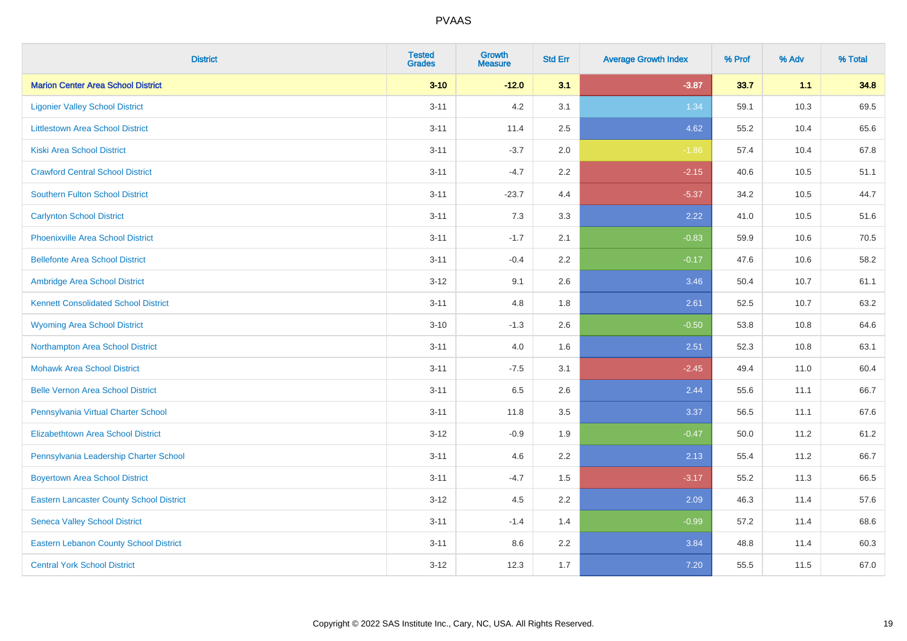# PVAAS

| District | Tested Grades | Growth Measure | Std Err | Average Growth Index | % Prof | % Adv | % Total |
|---|---|---|---|---|---|---|---|
| **Marion Center Area School District** | **3-10** | **-12.0** | **3.1** | **-3.87** | **33.7** | **1.1** | **34.8** |
| Ligonier Valley School District | 3-11 | 4.2 | 3.1 | 1.34 | 59.1 | 10.3 | 69.5 |
| Littlestown Area School District | 3-11 | 11.4 | 2.5 | 4.62 | 55.2 | 10.4 | 65.6 |
| Kiski Area School District | 3-11 | -3.7 | 2.0 | -1.86 | 57.4 | 10.4 | 67.8 |
| Crawford Central School District | 3-11 | -4.7 | 2.2 | -2.15 | 40.6 | 10.5 | 51.1 |
| Southern Fulton School District | 3-11 | -23.7 | 4.4 | -5.37 | 34.2 | 10.5 | 44.7 |
| Carlynton School District | 3-11 | 7.3 | 3.3 | 2.22 | 41.0 | 10.5 | 51.6 |
| Phoenixville Area School District | 3-11 | -1.7 | 2.1 | -0.83 | 59.9 | 10.6 | 70.5 |
| Bellefonte Area School District | 3-11 | -0.4 | 2.2 | -0.17 | 47.6 | 10.6 | 58.2 |
| Ambridge Area School District | 3-12 | 9.1 | 2.6 | 3.46 | 50.4 | 10.7 | 61.1 |
| Kennett Consolidated School District | 3-11 | 4.8 | 1.8 | 2.61 | 52.5 | 10.7 | 63.2 |
| Wyoming Area School District | 3-10 | -1.3 | 2.6 | -0.50 | 53.8 | 10.8 | 64.6 |
| Northampton Area School District | 3-11 | 4.0 | 1.6 | 2.51 | 52.3 | 10.8 | 63.1 |
| Mohawk Area School District | 3-11 | -7.5 | 3.1 | -2.45 | 49.4 | 11.0 | 60.4 |
| Belle Vernon Area School District | 3-11 | 6.5 | 2.6 | 2.44 | 55.6 | 11.1 | 66.7 |
| Pennsylvania Virtual Charter School | 3-11 | 11.8 | 3.5 | 3.37 | 56.5 | 11.1 | 67.6 |
| Elizabethtown Area School District | 3-12 | -0.9 | 1.9 | -0.47 | 50.0 | 11.2 | 61.2 |
| Pennsylvania Leadership Charter School | 3-11 | 4.6 | 2.2 | 2.13 | 55.4 | 11.2 | 66.7 |
| Boyertown Area School District | 3-11 | -4.7 | 1.5 | -3.17 | 55.2 | 11.3 | 66.5 |
| Eastern Lancaster County School District | 3-12 | 4.5 | 2.2 | 2.09 | 46.3 | 11.4 | 57.6 |
| Seneca Valley School District | 3-11 | -1.4 | 1.4 | -0.99 | 57.2 | 11.4 | 68.6 |
| Eastern Lebanon County School District | 3-11 | 8.6 | 2.2 | 3.84 | 48.8 | 11.4 | 60.3 |
| Central York School District | 3-12 | 12.3 | 1.7 | 7.20 | 55.5 | 11.5 | 67.0 |

Copyright © 2022 SAS Institute Inc., Cary, NC, USA. All Rights Reserved.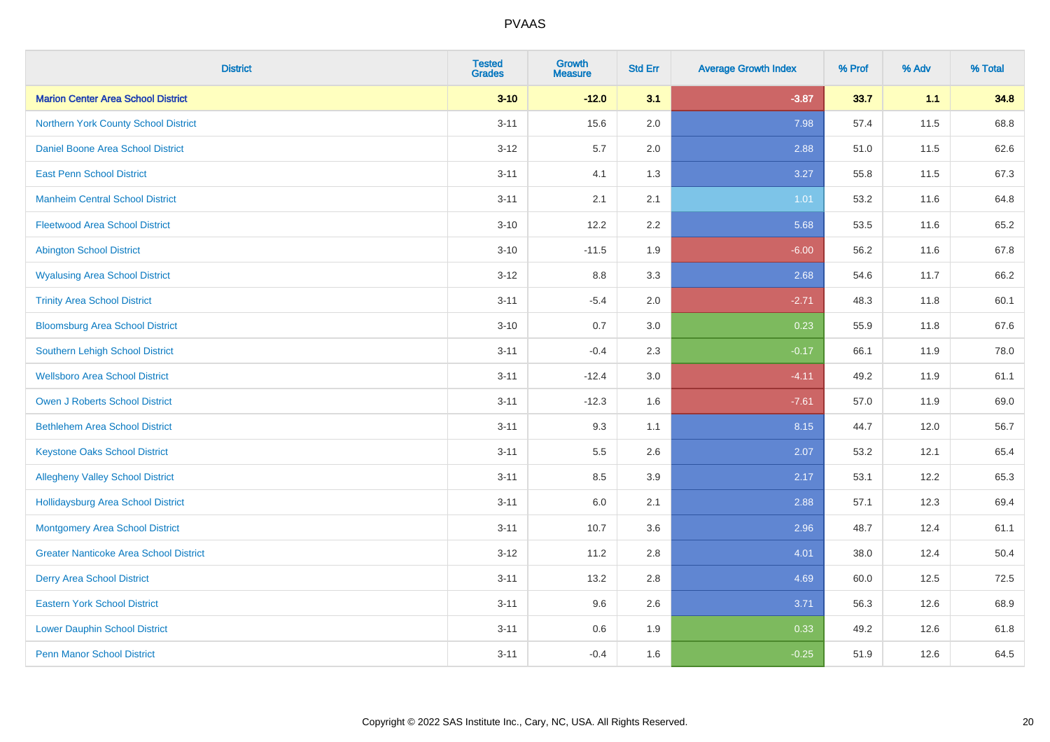| District | Tested Grades | Growth Measure | Std Err | Average Growth Index | % Prof | % Adv | % Total |
|---|---|---|---|---|---|---|---|
| **Marion Center Area School District** | **3-10** | **-12.0** | **3.1** | **-3.87** | **33.7** | **1.1** | **34.8** |
| Northern York County School District | 3-11 | 15.6 | 2.0 | 7.98 | 57.4 | 11.5 | 68.8 |
| Daniel Boone Area School District | 3-12 | 5.7 | 2.0 | 2.88 | 51.0 | 11.5 | 62.6 |
| East Penn School District | 3-11 | 4.1 | 1.3 | 3.27 | 55.8 | 11.5 | 67.3 |
| Manheim Central School District | 3-11 | 2.1 | 2.1 | 1.01 | 53.2 | 11.6 | 64.8 |
| Fleetwood Area School District | 3-10 | 12.2 | 2.2 | 5.68 | 53.5 | 11.6 | 65.2 |
| Abington School District | 3-10 | -11.5 | 1.9 | -6.00 | 56.2 | 11.6 | 67.8 |
| Wyalusing Area School District | 3-12 | 8.8 | 3.3 | 2.68 | 54.6 | 11.7 | 66.2 |
| Trinity Area School District | 3-11 | -5.4 | 2.0 | -2.71 | 48.3 | 11.8 | 60.1 |
| Bloomsburg Area School District | 3-10 | 0.7 | 3.0 | 0.23 | 55.9 | 11.8 | 67.6 |
| Southern Lehigh School District | 3-11 | -0.4 | 2.3 | -0.17 | 66.1 | 11.9 | 78.0 |
| Wellsboro Area School District | 3-11 | -12.4 | 3.0 | -4.11 | 49.2 | 11.9 | 61.1 |
| Owen J Roberts School District | 3-11 | -12.3 | 1.6 | -7.61 | 57.0 | 11.9 | 69.0 |
| Bethlehem Area School District | 3-11 | 9.3 | 1.1 | 8.15 | 44.7 | 12.0 | 56.7 |
| Keystone Oaks School District | 3-11 | 5.5 | 2.6 | 2.07 | 53.2 | 12.1 | 65.4 |
| Allegheny Valley School District | 3-11 | 8.5 | 3.9 | 2.17 | 53.1 | 12.2 | 65.3 |
| Hollidaysburg Area School District | 3-11 | 6.0 | 2.1 | 2.88 | 57.1 | 12.3 | 69.4 |
| Montgomery Area School District | 3-11 | 10.7 | 3.6 | 2.96 | 48.7 | 12.4 | 61.1 |
| Greater Nanticoke Area School District | 3-12 | 11.2 | 2.8 | 4.01 | 38.0 | 12.4 | 50.4 |
| Derry Area School District | 3-11 | 13.2 | 2.8 | 4.69 | 60.0 | 12.5 | 72.5 |
| Eastern York School District | 3-11 | 9.6 | 2.6 | 3.71 | 56.3 | 12.6 | 68.9 |
| Lower Dauphin School District | 3-11 | 0.6 | 1.9 | 0.33 | 49.2 | 12.6 | 61.8 |
| Penn Manor School District | 3-11 | -0.4 | 1.6 | -0.25 | 51.9 | 12.6 | 64.5 |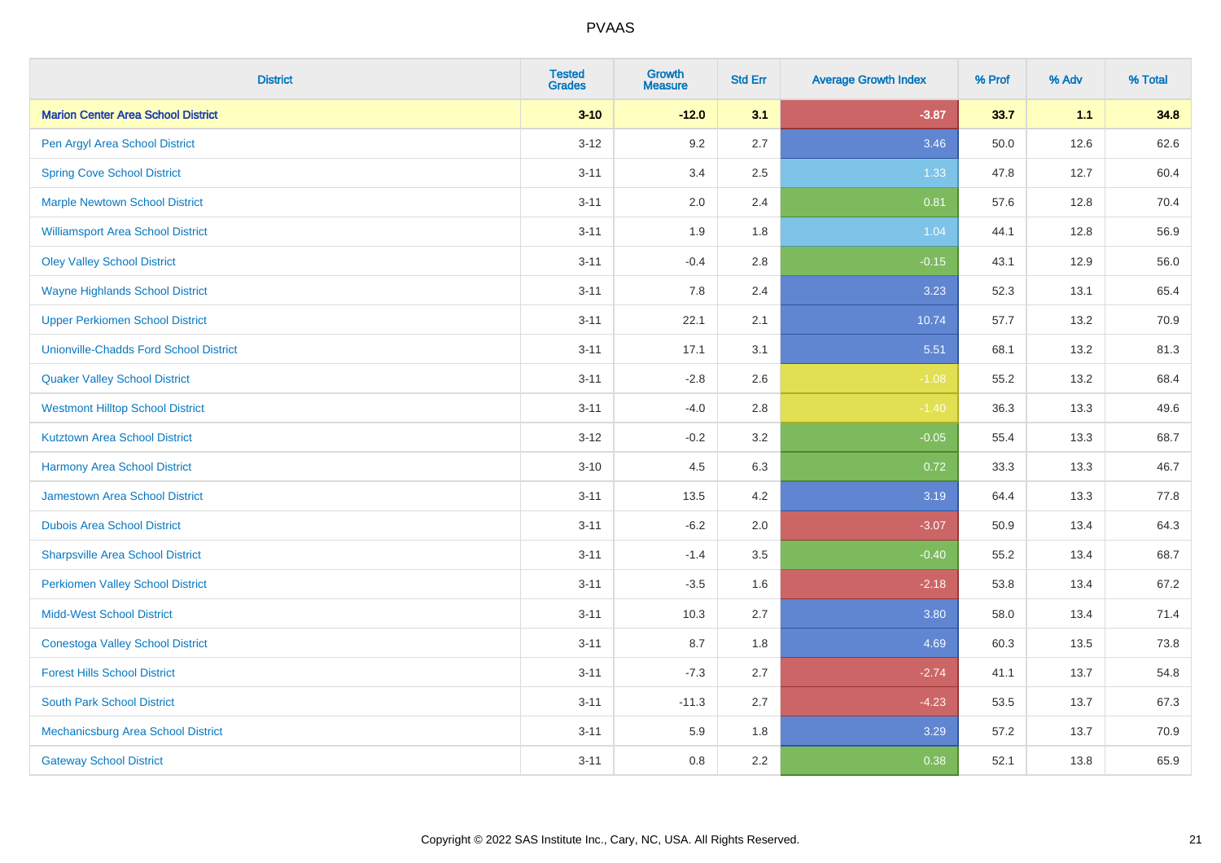| District | Tested Grades | Growth Measure | Std Err | Average Growth Index | % Prof | % Adv | % Total |
|---|---|---|---|---|---|---|---|
| **Marion Center Area School District** | **3-10** | **-12.0** | **3.1** | **-3.87** | **33.7** | **1.1** | **34.8** |
| Pen Argyl Area School District | 3-12 | 9.2 | 2.7 | 3.46 | 50.0 | 12.6 | 62.6 |
| Spring Cove School District | 3-11 | 3.4 | 2.5 | 1.33 | 47.8 | 12.7 | 60.4 |
| Marple Newtown School District | 3-11 | 2.0 | 2.4 | 0.81 | 57.6 | 12.8 | 70.4 |
| Williamsport Area School District | 3-11 | 1.9 | 1.8 | 1.04 | 44.1 | 12.8 | 56.9 |
| Oley Valley School District | 3-11 | -0.4 | 2.8 | -0.15 | 43.1 | 12.9 | 56.0 |
| Wayne Highlands School District | 3-11 | 7.8 | 2.4 | 3.23 | 52.3 | 13.1 | 65.4 |
| Upper Perkiomen School District | 3-11 | 22.1 | 2.1 | 10.74 | 57.7 | 13.2 | 70.9 |
| Unionville-Chadds Ford School District | 3-11 | 17.1 | 3.1 | 5.51 | 68.1 | 13.2 | 81.3 |
| Quaker Valley School District | 3-11 | -2.8 | 2.6 | -1.08 | 55.2 | 13.2 | 68.4 |
| Westmont Hilltop School District | 3-11 | -4.0 | 2.8 | -1.40 | 36.3 | 13.3 | 49.6 |
| Kutztown Area School District | 3-12 | -0.2 | 3.2 | -0.05 | 55.4 | 13.3 | 68.7 |
| Harmony Area School District | 3-10 | 4.5 | 6.3 | 0.72 | 33.3 | 13.3 | 46.7 |
| Jamestown Area School District | 3-11 | 13.5 | 4.2 | 3.19 | 64.4 | 13.3 | 77.8 |
| Dubois Area School District | 3-11 | -6.2 | 2.0 | -3.07 | 50.9 | 13.4 | 64.3 |
| Sharpsville Area School District | 3-11 | -1.4 | 3.5 | -0.40 | 55.2 | 13.4 | 68.7 |
| Perkiomen Valley School District | 3-11 | -3.5 | 1.6 | -2.18 | 53.8 | 13.4 | 67.2 |
| Midd-West School District | 3-11 | 10.3 | 2.7 | 3.80 | 58.0 | 13.4 | 71.4 |
| Conestoga Valley School District | 3-11 | 8.7 | 1.8 | 4.69 | 60.3 | 13.5 | 73.8 |
| Forest Hills School District | 3-11 | -7.3 | 2.7 | -2.74 | 41.1 | 13.7 | 54.8 |
| South Park School District | 3-11 | -11.3 | 2.7 | -4.23 | 53.5 | 13.7 | 67.3 |
| Mechanicsburg Area School District | 3-11 | 5.9 | 1.8 | 3.29 | 57.2 | 13.7 | 70.9 |
| Gateway School District | 3-11 | 0.8 | 2.2 | 0.38 | 52.1 | 13.8 | 65.9 |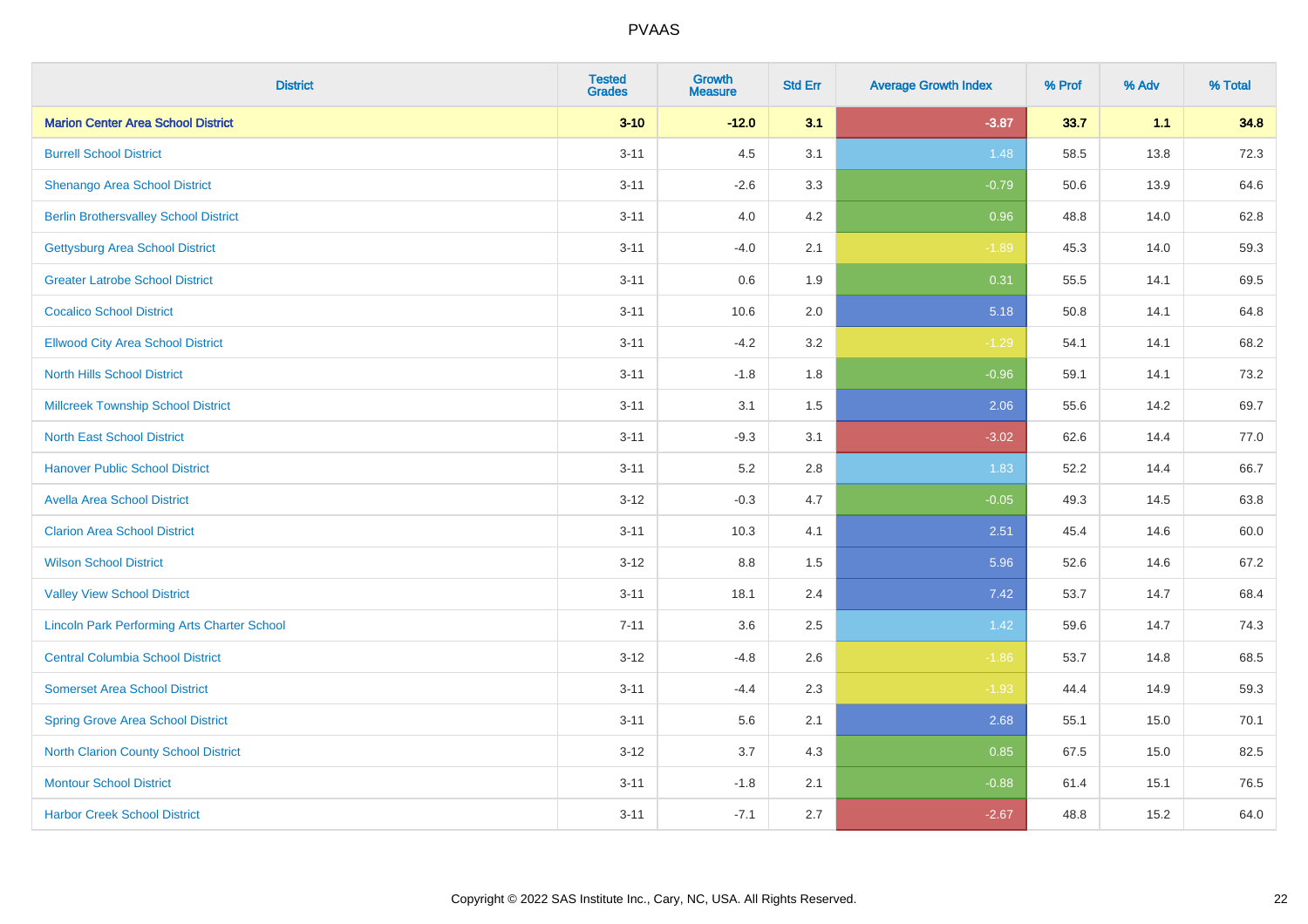| District | Tested Grades | Growth Measure | Std Err | Average Growth Index | % Prof | % Adv | % Total |
|---|---|---|---|---|---|---|---|
| **Marion Center Area School District** | **3-10** | **-12.0** | **3.1** | **-3.87** | **33.7** | **1.1** | **34.8** |
| Burrell School District | 3-11 | 4.5 | 3.1 | 1.48 | 58.5 | 13.8 | 72.3 |
| Shenango Area School District | 3-11 | -2.6 | 3.3 | -0.79 | 50.6 | 13.9 | 64.6 |
| Berlin Brothersvalley School District | 3-11 | 4.0 | 4.2 | 0.96 | 48.8 | 14.0 | 62.8 |
| Gettysburg Area School District | 3-11 | -4.0 | 2.1 | -1.89 | 45.3 | 14.0 | 59.3 |
| Greater Latrobe School District | 3-11 | 0.6 | 1.9 | 0.31 | 55.5 | 14.1 | 69.5 |
| Cocalico School District | 3-11 | 10.6 | 2.0 | 5.18 | 50.8 | 14.1 | 64.8 |
| Ellwood City Area School District | 3-11 | -4.2 | 3.2 | -1.29 | 54.1 | 14.1 | 68.2 |
| North Hills School District | 3-11 | -1.8 | 1.8 | -0.96 | 59.1 | 14.1 | 73.2 |
| Millcreek Township School District | 3-11 | 3.1 | 1.5 | 2.06 | 55.6 | 14.2 | 69.7 |
| North East School District | 3-11 | -9.3 | 3.1 | -3.02 | 62.6 | 14.4 | 77.0 |
| Hanover Public School District | 3-11 | 5.2 | 2.8 | 1.83 | 52.2 | 14.4 | 66.7 |
| Avella Area School District | 3-12 | -0.3 | 4.7 | -0.05 | 49.3 | 14.5 | 63.8 |
| Clarion Area School District | 3-11 | 10.3 | 4.1 | 2.51 | 45.4 | 14.6 | 60.0 |
| Wilson School District | 3-12 | 8.8 | 1.5 | 5.96 | 52.6 | 14.6 | 67.2 |
| Valley View School District | 3-11 | 18.1 | 2.4 | 7.42 | 53.7 | 14.7 | 68.4 |
| Lincoln Park Performing Arts Charter School | 7-11 | 3.6 | 2.5 | 1.42 | 59.6 | 14.7 | 74.3 |
| Central Columbia School District | 3-12 | -4.8 | 2.6 | -1.86 | 53.7 | 14.8 | 68.5 |
| Somerset Area School District | 3-11 | -4.4 | 2.3 | -1.93 | 44.4 | 14.9 | 59.3 |
| Spring Grove Area School District | 3-11 | 5.6 | 2.1 | 2.68 | 55.1 | 15.0 | 70.1 |
| North Clarion County School District | 3-12 | 3.7 | 4.3 | 0.85 | 67.5 | 15.0 | 82.5 |
| Montour School District | 3-11 | -1.8 | 2.1 | -0.88 | 61.4 | 15.1 | 76.5 |
| Harbor Creek School District | 3-11 | -7.1 | 2.7 | -2.67 | 48.8 | 15.2 | 64.0 |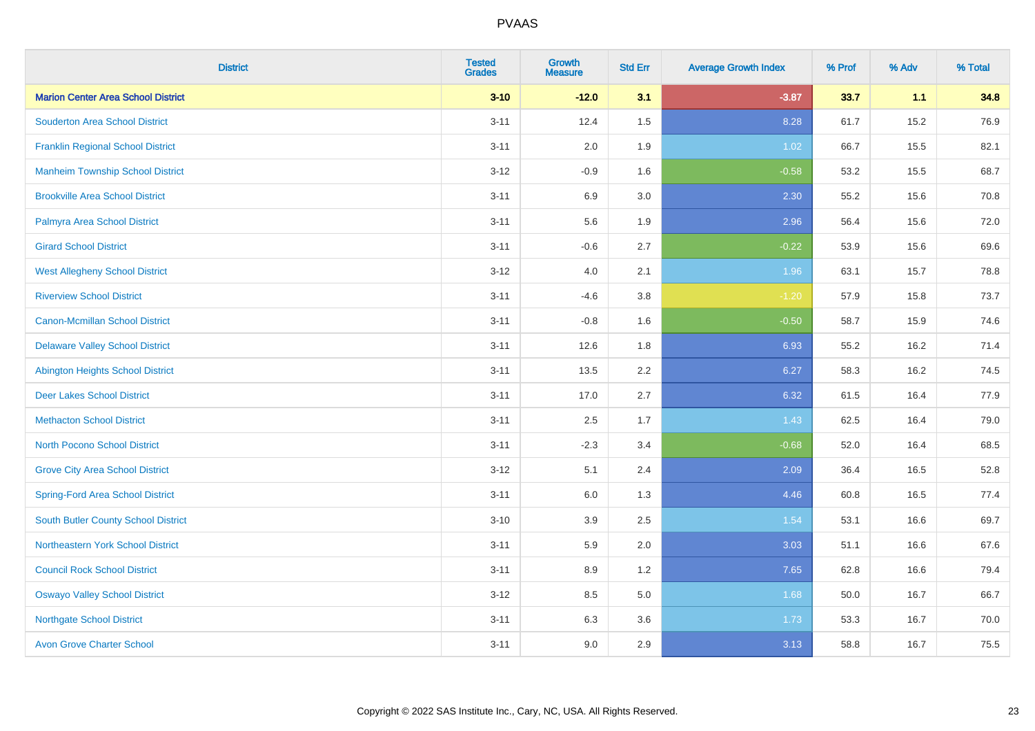# PVAAS

| District | Tested Grades | Growth Measure | Std Err | Average Growth Index | % Prof | % Adv | % Total |
|---|---|---|---|---|---|---|---|
| **Marion Center Area School District** | **3-10** | **-12.0** | **3.1** | **-3.87** | **33.7** | **1.1** | **34.8** |
| Souderton Area School District | 3-11 | 12.4 | 1.5 | 8.28 | 61.7 | 15.2 | 76.9 |
| Franklin Regional School District | 3-11 | 2.0 | 1.9 | 1.02 | 66.7 | 15.5 | 82.1 |
| Manheim Township School District | 3-12 | -0.9 | 1.6 | -0.58 | 53.2 | 15.5 | 68.7 |
| Brookville Area School District | 3-11 | 6.9 | 3.0 | 2.30 | 55.2 | 15.6 | 70.8 |
| Palmyra Area School District | 3-11 | 5.6 | 1.9 | 2.96 | 56.4 | 15.6 | 72.0 |
| Girard School District | 3-11 | -0.6 | 2.7 | -0.22 | 53.9 | 15.6 | 69.6 |
| West Allegheny School District | 3-12 | 4.0 | 2.1 | 1.96 | 63.1 | 15.7 | 78.8 |
| Riverview School District | 3-11 | -4.6 | 3.8 | -1.20 | 57.9 | 15.8 | 73.7 |
| Canon-Mcmillan School District | 3-11 | -0.8 | 1.6 | -0.50 | 58.7 | 15.9 | 74.6 |
| Delaware Valley School District | 3-11 | 12.6 | 1.8 | 6.93 | 55.2 | 16.2 | 71.4 |
| Abington Heights School District | 3-11 | 13.5 | 2.2 | 6.27 | 58.3 | 16.2 | 74.5 |
| Deer Lakes School District | 3-11 | 17.0 | 2.7 | 6.32 | 61.5 | 16.4 | 77.9 |
| Methacton School District | 3-11 | 2.5 | 1.7 | 1.43 | 62.5 | 16.4 | 79.0 |
| North Pocono School District | 3-11 | -2.3 | 3.4 | -0.68 | 52.0 | 16.4 | 68.5 |
| Grove City Area School District | 3-12 | 5.1 | 2.4 | 2.09 | 36.4 | 16.5 | 52.8 |
| Spring-Ford Area School District | 3-11 | 6.0 | 1.3 | 4.46 | 60.8 | 16.5 | 77.4 |
| South Butler County School District | 3-10 | 3.9 | 2.5 | 1.54 | 53.1 | 16.6 | 69.7 |
| Northeastern York School District | 3-11 | 5.9 | 2.0 | 3.03 | 51.1 | 16.6 | 67.6 |
| Council Rock School District | 3-11 | 8.9 | 1.2 | 7.65 | 62.8 | 16.6 | 79.4 |
| Oswayo Valley School District | 3-12 | 8.5 | 5.0 | 1.68 | 50.0 | 16.7 | 66.7 |
| Northgate School District | 3-11 | 6.3 | 3.6 | 1.73 | 53.3 | 16.7 | 70.0 |
| Avon Grove Charter School | 3-11 | 9.0 | 2.9 | 3.13 | 58.8 | 16.7 | 75.5 |

Copyright © 2022 SAS Institute Inc., Cary, NC, USA. All Rights Reserved.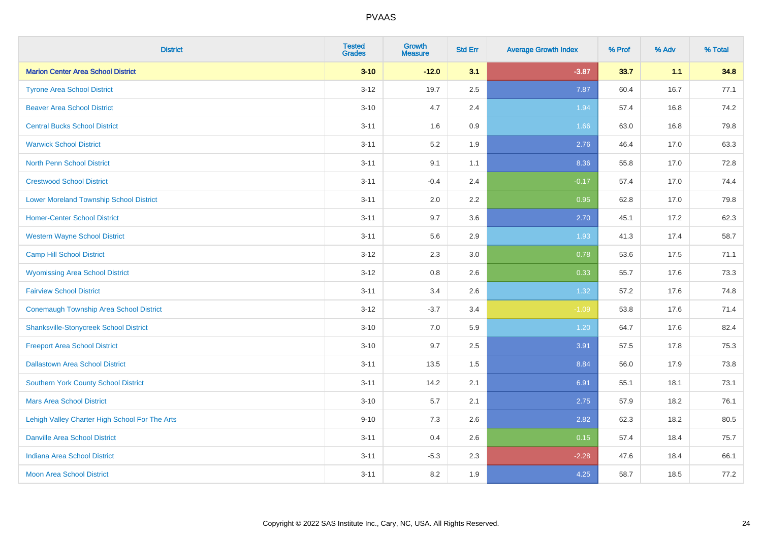# PVAAS

| District | Tested Grades | Growth Measure | Std Err | Average Growth Index | % Prof | % Adv | % Total |
|---|---|---|---|---|---|---|---|
| **Marion Center Area School District** | **3-10** | **-12.0** | **3.1** | **-3.87** | **33.7** | **1.1** | **34.8** |
| Tyrone Area School District | 3-12 | 19.7 | 2.5 | 7.87 | 60.4 | 16.7 | 77.1 |
| Beaver Area School District | 3-10 | 4.7 | 2.4 | 1.94 | 57.4 | 16.8 | 74.2 |
| Central Bucks School District | 3-11 | 1.6 | 0.9 | 1.66 | 63.0 | 16.8 | 79.8 |
| Warwick School District | 3-11 | 5.2 | 1.9 | 2.76 | 46.4 | 17.0 | 63.3 |
| North Penn School District | 3-11 | 9.1 | 1.1 | 8.36 | 55.8 | 17.0 | 72.8 |
| Crestwood School District | 3-11 | -0.4 | 2.4 | -0.17 | 57.4 | 17.0 | 74.4 |
| Lower Moreland Township School District | 3-11 | 2.0 | 2.2 | 0.95 | 62.8 | 17.0 | 79.8 |
| Homer-Center School District | 3-11 | 9.7 | 3.6 | 2.70 | 45.1 | 17.2 | 62.3 |
| Western Wayne School District | 3-11 | 5.6 | 2.9 | 1.93 | 41.3 | 17.4 | 58.7 |
| Camp Hill School District | 3-12 | 2.3 | 3.0 | 0.78 | 53.6 | 17.5 | 71.1 |
| Wyomissing Area School District | 3-12 | 0.8 | 2.6 | 0.33 | 55.7 | 17.6 | 73.3 |
| Fairview School District | 3-11 | 3.4 | 2.6 | 1.32 | 57.2 | 17.6 | 74.8 |
| Conemaugh Township Area School District | 3-12 | -3.7 | 3.4 | -1.09 | 53.8 | 17.6 | 71.4 |
| Shanksville-Stonycreek School District | 3-10 | 7.0 | 5.9 | 1.20 | 64.7 | 17.6 | 82.4 |
| Freeport Area School District | 3-10 | 9.7 | 2.5 | 3.91 | 57.5 | 17.8 | 75.3 |
| Dallastown Area School District | 3-11 | 13.5 | 1.5 | 8.84 | 56.0 | 17.9 | 73.8 |
| Southern York County School District | 3-11 | 14.2 | 2.1 | 6.91 | 55.1 | 18.1 | 73.1 |
| Mars Area School District | 3-10 | 5.7 | 2.1 | 2.75 | 57.9 | 18.2 | 76.1 |
| Lehigh Valley Charter High School For The Arts | 9-10 | 7.3 | 2.6 | 2.82 | 62.3 | 18.2 | 80.5 |
| Danville Area School District | 3-11 | 0.4 | 2.6 | 0.15 | 57.4 | 18.4 | 75.7 |
| Indiana Area School District | 3-11 | -5.3 | 2.3 | -2.28 | 47.6 | 18.4 | 66.1 |
| Moon Area School District | 3-11 | 8.2 | 1.9 | 4.25 | 58.7 | 18.5 | 77.2 |

Copyright © 2022 SAS Institute Inc., Cary, NC, USA. All Rights Reserved.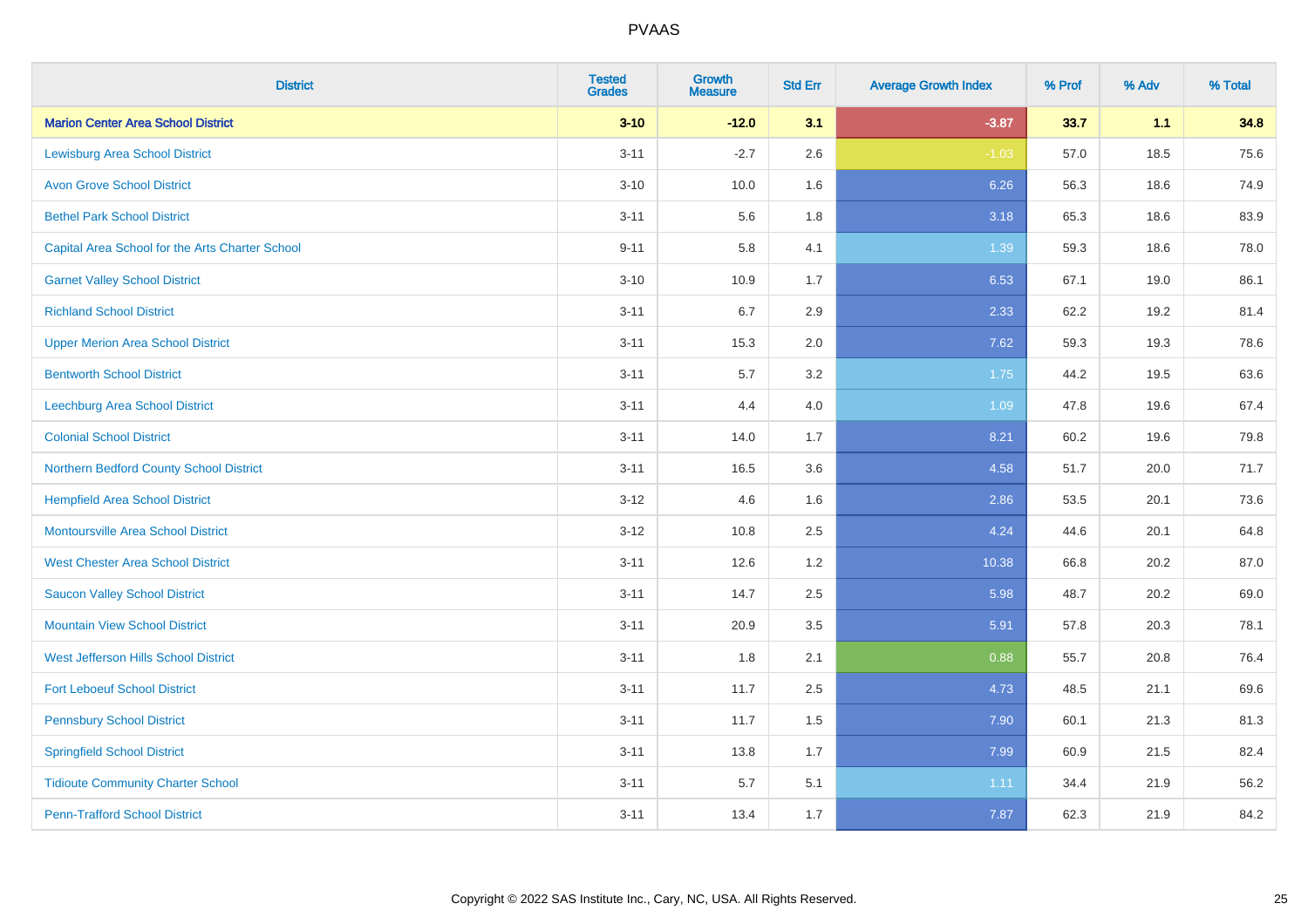# PVAAS

| District | Tested Grades | Growth Measure | Std Err | Average Growth Index | % Prof | % Adv | % Total |
|---|---|---|---|---|---|---|---|
| **Marion Center Area School District** | **3-10** | **-12.0** | **3.1** | **-3.87** | **33.7** | **1.1** | **34.8** |
| Lewisburg Area School District | 3-11 | -2.7 | 2.6 | -1.03 | 57.0 | 18.5 | 75.6 |
| Avon Grove School District | 3-10 | 10.0 | 1.6 | 6.26 | 56.3 | 18.6 | 74.9 |
| Bethel Park School District | 3-11 | 5.6 | 1.8 | 3.18 | 65.3 | 18.6 | 83.9 |
| Capital Area School for the Arts Charter School | 9-11 | 5.8 | 4.1 | 1.39 | 59.3 | 18.6 | 78.0 |
| Garnet Valley School District | 3-10 | 10.9 | 1.7 | 6.53 | 67.1 | 19.0 | 86.1 |
| Richland School District | 3-11 | 6.7 | 2.9 | 2.33 | 62.2 | 19.2 | 81.4 |
| Upper Merion Area School District | 3-11 | 15.3 | 2.0 | 7.62 | 59.3 | 19.3 | 78.6 |
| Bentworth School District | 3-11 | 5.7 | 3.2 | 1.75 | 44.2 | 19.5 | 63.6 |
| Leechburg Area School District | 3-11 | 4.4 | 4.0 | 1.09 | 47.8 | 19.6 | 67.4 |
| Colonial School District | 3-11 | 14.0 | 1.7 | 8.21 | 60.2 | 19.6 | 79.8 |
| Northern Bedford County School District | 3-11 | 16.5 | 3.6 | 4.58 | 51.7 | 20.0 | 71.7 |
| Hempfield Area School District | 3-12 | 4.6 | 1.6 | 2.86 | 53.5 | 20.1 | 73.6 |
| Montoursville Area School District | 3-12 | 10.8 | 2.5 | 4.24 | 44.6 | 20.1 | 64.8 |
| West Chester Area School District | 3-11 | 12.6 | 1.2 | 10.38 | 66.8 | 20.2 | 87.0 |
| Saucon Valley School District | 3-11 | 14.7 | 2.5 | 5.98 | 48.7 | 20.2 | 69.0 |
| Mountain View School District | 3-11 | 20.9 | 3.5 | 5.91 | 57.8 | 20.3 | 78.1 |
| West Jefferson Hills School District | 3-11 | 1.8 | 2.1 | 0.88 | 55.7 | 20.8 | 76.4 |
| Fort Leboeuf School District | 3-11 | 11.7 | 2.5 | 4.73 | 48.5 | 21.1 | 69.6 |
| Pennsbury School District | 3-11 | 11.7 | 1.5 | 7.90 | 60.1 | 21.3 | 81.3 |
| Springfield School District | 3-11 | 13.8 | 1.7 | 7.99 | 60.9 | 21.5 | 82.4 |
| Tidioute Community Charter School | 3-11 | 5.7 | 5.1 | 1.11 | 34.4 | 21.9 | 56.2 |
| Penn-Trafford School District | 3-11 | 13.4 | 1.7 | 7.87 | 62.3 | 21.9 | 84.2 |

Copyright © 2022 SAS Institute Inc., Cary, NC, USA. All Rights Reserved.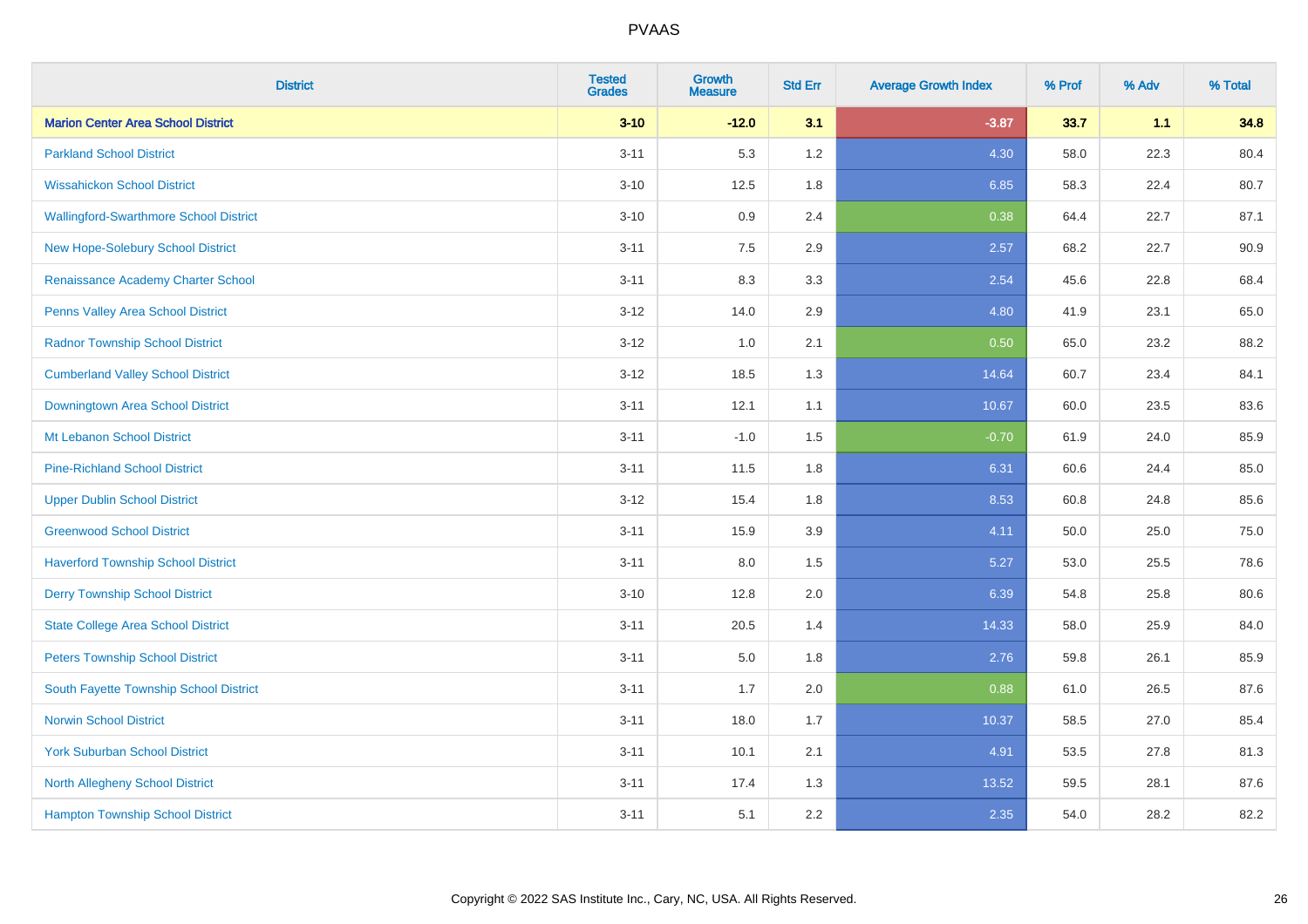# PVAAS

| District | Tested Grades | Growth Measure | Std Err | Average Growth Index | % Prof | % Adv | % Total |
|---|---|---|---|---|---|---|---|
| **Marion Center Area School District** | **3-10** | **-12.0** | **3.1** | **-3.87** | **33.7** | **1.1** | **34.8** |
| Parkland School District | 3-11 | 5.3 | 1.2 | 4.30 | 58.0 | 22.3 | 80.4 |
| Wissahickon School District | 3-10 | 12.5 | 1.8 | 6.85 | 58.3 | 22.4 | 80.7 |
| Wallingford-Swarthmore School District | 3-10 | 0.9 | 2.4 | 0.38 | 64.4 | 22.7 | 87.1 |
| New Hope-Solebury School District | 3-11 | 7.5 | 2.9 | 2.57 | 68.2 | 22.7 | 90.9 |
| Renaissance Academy Charter School | 3-11 | 8.3 | 3.3 | 2.54 | 45.6 | 22.8 | 68.4 |
| Penns Valley Area School District | 3-12 | 14.0 | 2.9 | 4.80 | 41.9 | 23.1 | 65.0 |
| Radnor Township School District | 3-12 | 1.0 | 2.1 | 0.50 | 65.0 | 23.2 | 88.2 |
| Cumberland Valley School District | 3-12 | 18.5 | 1.3 | 14.64 | 60.7 | 23.4 | 84.1 |
| Downingtown Area School District | 3-11 | 12.1 | 1.1 | 10.67 | 60.0 | 23.5 | 83.6 |
| Mt Lebanon School District | 3-11 | -1.0 | 1.5 | -0.70 | 61.9 | 24.0 | 85.9 |
| Pine-Richland School District | 3-11 | 11.5 | 1.8 | 6.31 | 60.6 | 24.4 | 85.0 |
| Upper Dublin School District | 3-12 | 15.4 | 1.8 | 8.53 | 60.8 | 24.8 | 85.6 |
| Greenwood School District | 3-11 | 15.9 | 3.9 | 4.11 | 50.0 | 25.0 | 75.0 |
| Haverford Township School District | 3-11 | 8.0 | 1.5 | 5.27 | 53.0 | 25.5 | 78.6 |
| Derry Township School District | 3-10 | 12.8 | 2.0 | 6.39 | 54.8 | 25.8 | 80.6 |
| State College Area School District | 3-11 | 20.5 | 1.4 | 14.33 | 58.0 | 25.9 | 84.0 |
| Peters Township School District | 3-11 | 5.0 | 1.8 | 2.76 | 59.8 | 26.1 | 85.9 |
| South Fayette Township School District | 3-11 | 1.7 | 2.0 | 0.88 | 61.0 | 26.5 | 87.6 |
| Norwin School District | 3-11 | 18.0 | 1.7 | 10.37 | 58.5 | 27.0 | 85.4 |
| York Suburban School District | 3-11 | 10.1 | 2.1 | 4.91 | 53.5 | 27.8 | 81.3 |
| North Allegheny School District | 3-11 | 17.4 | 1.3 | 13.52 | 59.5 | 28.1 | 87.6 |
| Hampton Township School District | 3-11 | 5.1 | 2.2 | 2.35 | 54.0 | 28.2 | 82.2 |

Copyright © 2022 SAS Institute Inc., Cary, NC, USA. All Rights Reserved.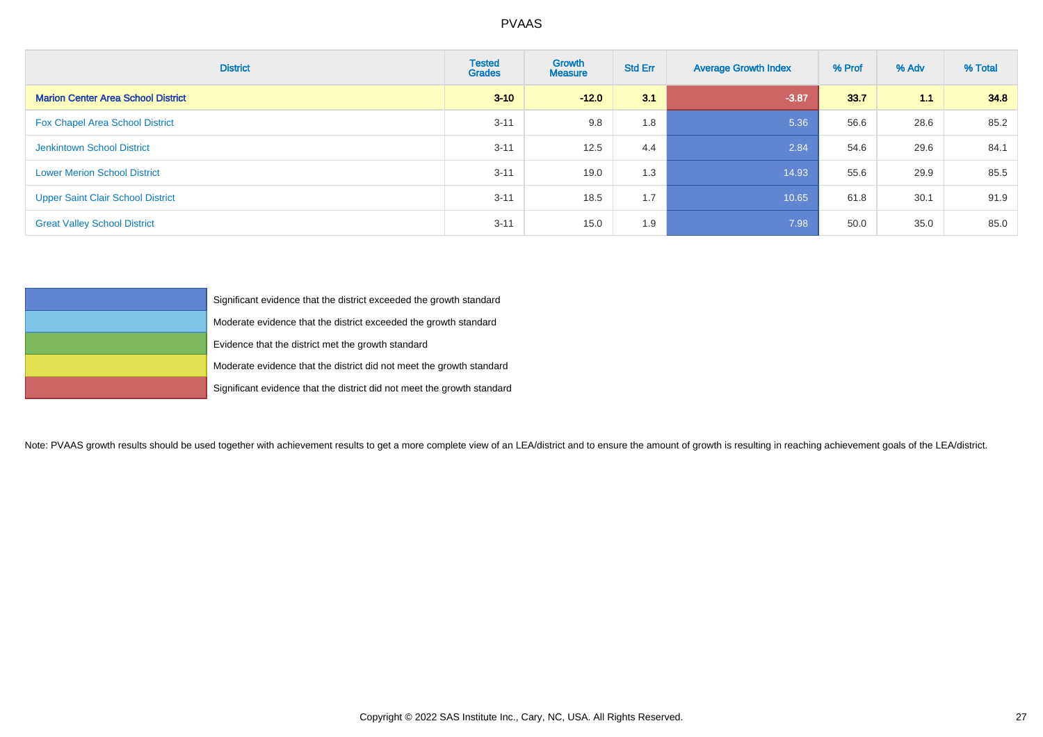PVAAS

| District | Tested Grades | Growth Measure | Std Err | Average Growth Index | % Prof | % Adv | % Total |
|---|---|---|---|---|---|---|---|
| **Marion Center Area School District** | **3-10** | **-12.0** | **3.1** | **-3.87** | **33.7** | **1.1** | **34.8** |
| Fox Chapel Area School District | 3-11 | 9.8 | 1.8 | 5.36 | 56.6 | 28.6 | 85.2 |
| Jenkintown School District | 3-11 | 12.5 | 4.4 | 2.84 | 54.6 | 29.6 | 84.1 |
| Lower Merion School District | 3-11 | 19.0 | 1.3 | 14.93 | 55.6 | 29.9 | 85.5 |
| Upper Saint Clair School District | 3-11 | 18.5 | 1.7 | 10.65 | 61.8 | 30.1 | 91.9 |
| Great Valley School District | 3-11 | 15.0 | 1.9 | 7.98 | 50.0 | 35.0 | 85.0 |

- Significant evidence that the district exceeded the growth standard
- Moderate evidence that the district exceeded the growth standard
- Evidence that the district met the growth standard
- Moderate evidence that the district did not meet the growth standard
- Significant evidence that the district did not meet the growth standard

Note: PVAAS growth results should be used together with achievement results to get a more complete view of an LEA/district and to ensure the amount of growth is resulting in reaching achievement goals of the LEA/district.

Copyright © 2022 SAS Institute Inc., Cary, NC, USA. All Rights Reserved.